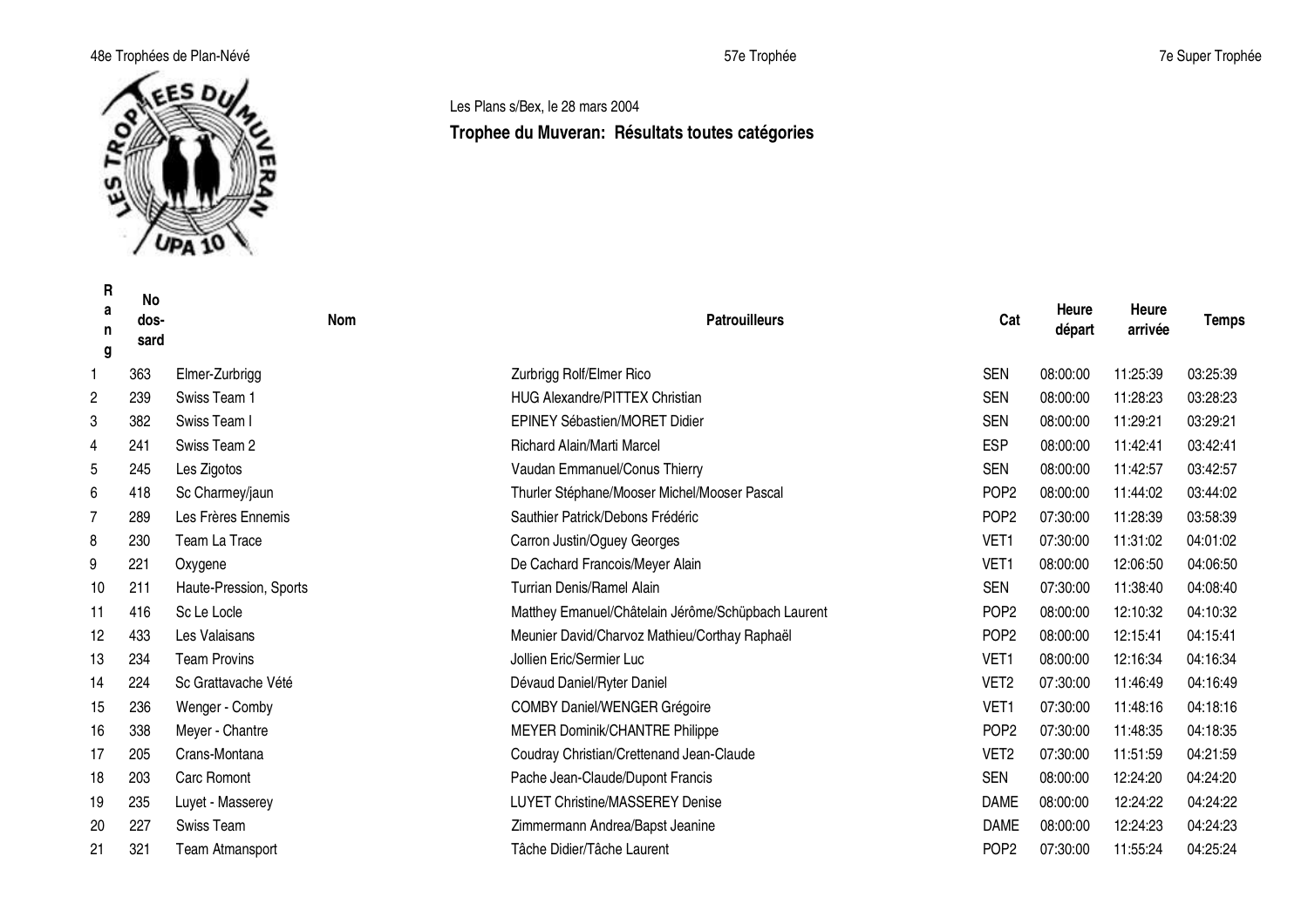48e Trophées de Plan-Névé | 57e Trophée | 7e Super Trophée

Les Plans s/Bex, le 28 mars 2004

## Trophee du Muveran: Résultats toutes catégories

| Rang | No dos-sard | Nom | Patrouilleurs | Cat | Heure départ | Heure arrivée | Temps |
|---|---|---|---|---|---|---|---|
| 1 | 363 | Elmer-Zurbrigg | Zurbrigg Rolf/Elmer Rico | SEN | 08:00:00 | 11:25:39 | 03:25:39 |
| 2 | 239 | Swiss Team 1 | HUG Alexandre/PITTEX Christian | SEN | 08:00:00 | 11:28:23 | 03:28:23 |
| 3 | 382 | Swiss Team I | EPINEY Sébastien/MORET Didier | SEN | 08:00:00 | 11:29:21 | 03:29:21 |
| 4 | 241 | Swiss Team 2 | Richard Alain/Marti Marcel | ESP | 08:00:00 | 11:42:41 | 03:42:41 |
| 5 | 245 | Les Zigotos | Vaudan Emmanuel/Conus Thierry | SEN | 08:00:00 | 11:42:57 | 03:42:57 |
| 6 | 418 | Sc Charmey/jaun | Thurler Stéphane/Mooser Michel/Mooser Pascal | POP2 | 08:00:00 | 11:44:02 | 03:44:02 |
| 7 | 289 | Les Frères Ennemis | Sauthier Patrick/Debons Frédéric | POP2 | 07:30:00 | 11:28:39 | 03:58:39 |
| 8 | 230 | Team La Trace | Carron Justin/Oguey Georges | VET1 | 07:30:00 | 11:31:02 | 04:01:02 |
| 9 | 221 | Oxygene | De Cachard Francois/Meyer Alain | VET1 | 08:00:00 | 12:06:50 | 04:06:50 |
| 10 | 211 | Haute-Pression, Sports | Turrian Denis/Ramel Alain | SEN | 07:30:00 | 11:38:40 | 04:08:40 |
| 11 | 416 | Sc Le Locle | Matthey Emanuel/Châtelain Jérôme/Schüpbach Laurent | POP2 | 08:00:00 | 12:10:32 | 04:10:32 |
| 12 | 433 | Les Valaisans | Meunier David/Charvoz Mathieu/Corthay Raphaël | POP2 | 08:00:00 | 12:15:41 | 04:15:41 |
| 13 | 234 | Team Provins | Jollien Eric/Sermier Luc | VET1 | 08:00:00 | 12:16:34 | 04:16:34 |
| 14 | 224 | Sc Grattavache Vété | Dévaud Daniel/Ryter Daniel | VET2 | 07:30:00 | 11:46:49 | 04:16:49 |
| 15 | 236 | Wenger - Comby | COMBY Daniel/WENGER Grégoire | VET1 | 07:30:00 | 11:48:16 | 04:18:16 |
| 16 | 338 | Meyer - Chantre | MEYER Dominik/CHANTRE Philippe | POP2 | 07:30:00 | 11:48:35 | 04:18:35 |
| 17 | 205 | Crans-Montana | Coudray Christian/Crettenand Jean-Claude | VET2 | 07:30:00 | 11:51:59 | 04:21:59 |
| 18 | 203 | Carc Romont | Pache Jean-Claude/Dupont Francis | SEN | 08:00:00 | 12:24:20 | 04:24:20 |
| 19 | 235 | Luyet - Masserey | LUYET Christine/MASSEREY Denise | DAME | 08:00:00 | 12:24:22 | 04:24:22 |
| 20 | 227 | Swiss Team | Zimmermann Andrea/Bapst Jeanine | DAME | 08:00:00 | 12:24:23 | 04:24:23 |
| 21 | 321 | Team Atmansport | Tâche Didier/Tâche Laurent | POP2 | 07:30:00 | 11:55:24 | 04:25:24 |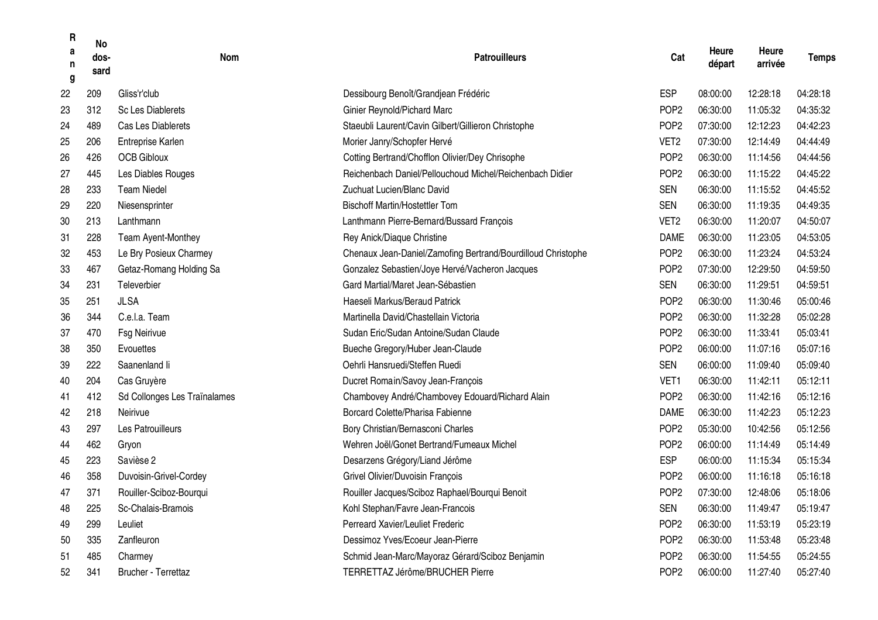| Rang | No dos-sard | Nom | Patrouilleurs | Cat | Heure départ | Heure arrivée | Temps |
|---|---|---|---|---|---|---|---|
| 22 | 209 | Gliss'r'club | Dessibourg Benoît/Grandjean Frédéric | ESP | 08:00:00 | 12:28:18 | 04:28:18 |
| 23 | 312 | Sc Les Diablerets | Ginier Reynold/Pichard Marc | POP2 | 06:30:00 | 11:05:32 | 04:35:32 |
| 24 | 489 | Cas Les Diablerets | Staeubli Laurent/Cavin Gilbert/Gillieron Christophe | POP2 | 07:30:00 | 12:12:23 | 04:42:23 |
| 25 | 206 | Entreprise Karlen | Morier Janry/Schopfer Hervé | VET2 | 07:30:00 | 12:14:49 | 04:44:49 |
| 26 | 426 | OCB Gibloux | Cotting Bertrand/Chofflon Olivier/Dey Chrisophe | POP2 | 06:30:00 | 11:14:56 | 04:44:56 |
| 27 | 445 | Les Diables Rouges | Reichenbach Daniel/Pellouchoud Michel/Reichenbach Didier | POP2 | 06:30:00 | 11:15:22 | 04:45:22 |
| 28 | 233 | Team Niedel | Zuchuat Lucien/Blanc David | SEN | 06:30:00 | 11:15:52 | 04:45:52 |
| 29 | 220 | Niesensprinter | Bischoff Martin/Hostettler Tom | SEN | 06:30:00 | 11:19:35 | 04:49:35 |
| 30 | 213 | Lanthmann | Lanthmann Pierre-Bernard/Bussard François | VET2 | 06:30:00 | 11:20:07 | 04:50:07 |
| 31 | 228 | Team Ayent-Monthey | Rey Anick/Diaque Christine | DAME | 06:30:00 | 11:23:05 | 04:53:05 |
| 32 | 453 | Le Bry Posieux Charmey | Chenaux Jean-Daniel/Zamofing Bertrand/Bourdilloud Christophe | POP2 | 06:30:00 | 11:23:24 | 04:53:24 |
| 33 | 467 | Getaz-Romang Holding Sa | Gonzalez Sebastien/Joye Hervé/Vacheron Jacques | POP2 | 07:30:00 | 12:29:50 | 04:59:50 |
| 34 | 231 | Televerbier | Gard Martial/Maret Jean-Sébastien | SEN | 06:30:00 | 11:29:51 | 04:59:51 |
| 35 | 251 | JLSA | Haeseli Markus/Beraud Patrick | POP2 | 06:30:00 | 11:30:46 | 05:00:46 |
| 36 | 344 | C.e.l.a. Team | Martinella David/Chastellain Victoria | POP2 | 06:30:00 | 11:32:28 | 05:02:28 |
| 37 | 470 | Fsg Neirivue | Sudan Eric/Sudan Antoine/Sudan Claude | POP2 | 06:30:00 | 11:33:41 | 05:03:41 |
| 38 | 350 | Evouettes | Bueche Gregory/Huber Jean-Claude | POP2 | 06:00:00 | 11:07:16 | 05:07:16 |
| 39 | 222 | Saanenland Ii | Oehrli Hansruedi/Steffen Ruedi | SEN | 06:00:00 | 11:09:40 | 05:09:40 |
| 40 | 204 | Cas Gruyère | Ducret Romain/Savoy Jean-François | VET1 | 06:30:00 | 11:42:11 | 05:12:11 |
| 41 | 412 | Sd Collonges Les Traïnalames | Chambovey André/Chambovey Edouard/Richard Alain | POP2 | 06:30:00 | 11:42:16 | 05:12:16 |
| 42 | 218 | Neirivue | Borcard Colette/Pharisa Fabienne | DAME | 06:30:00 | 11:42:23 | 05:12:23 |
| 43 | 297 | Les Patrouilleurs | Bory Christian/Bernasconi Charles | POP2 | 05:30:00 | 10:42:56 | 05:12:56 |
| 44 | 462 | Gryon | Wehren Joël/Gonet Bertrand/Fumeaux Michel | POP2 | 06:00:00 | 11:14:49 | 05:14:49 |
| 45 | 223 | Savièse 2 | Desarzens Grégory/Liand Jérôme | ESP | 06:00:00 | 11:15:34 | 05:15:34 |
| 46 | 358 | Duvoisin-Grivel-Cordey | Grivel Olivier/Duvoisin François | POP2 | 06:00:00 | 11:16:18 | 05:16:18 |
| 47 | 371 | Rouiller-Sciboz-Bourqui | Rouiller Jacques/Sciboz Raphael/Bourqui Benoit | POP2 | 07:30:00 | 12:48:06 | 05:18:06 |
| 48 | 225 | Sc-Chalais-Bramois | Kohl Stephan/Favre Jean-Francois | SEN | 06:30:00 | 11:49:47 | 05:19:47 |
| 49 | 299 | Leuliet | Perreard Xavier/Leuliet Frederic | POP2 | 06:30:00 | 11:53:19 | 05:23:19 |
| 50 | 335 | Zanfleuron | Dessimoz Yves/Ecoeur Jean-Pierre | POP2 | 06:30:00 | 11:53:48 | 05:23:48 |
| 51 | 485 | Charmey | Schmid Jean-Marc/Mayoraz Gérard/Sciboz Benjamin | POP2 | 06:30:00 | 11:54:55 | 05:24:55 |
| 52 | 341 | Brucher - Terrettaz | TERRETTAZ Jérôme/BRUCHER Pierre | POP2 | 06:00:00 | 11:27:40 | 05:27:40 |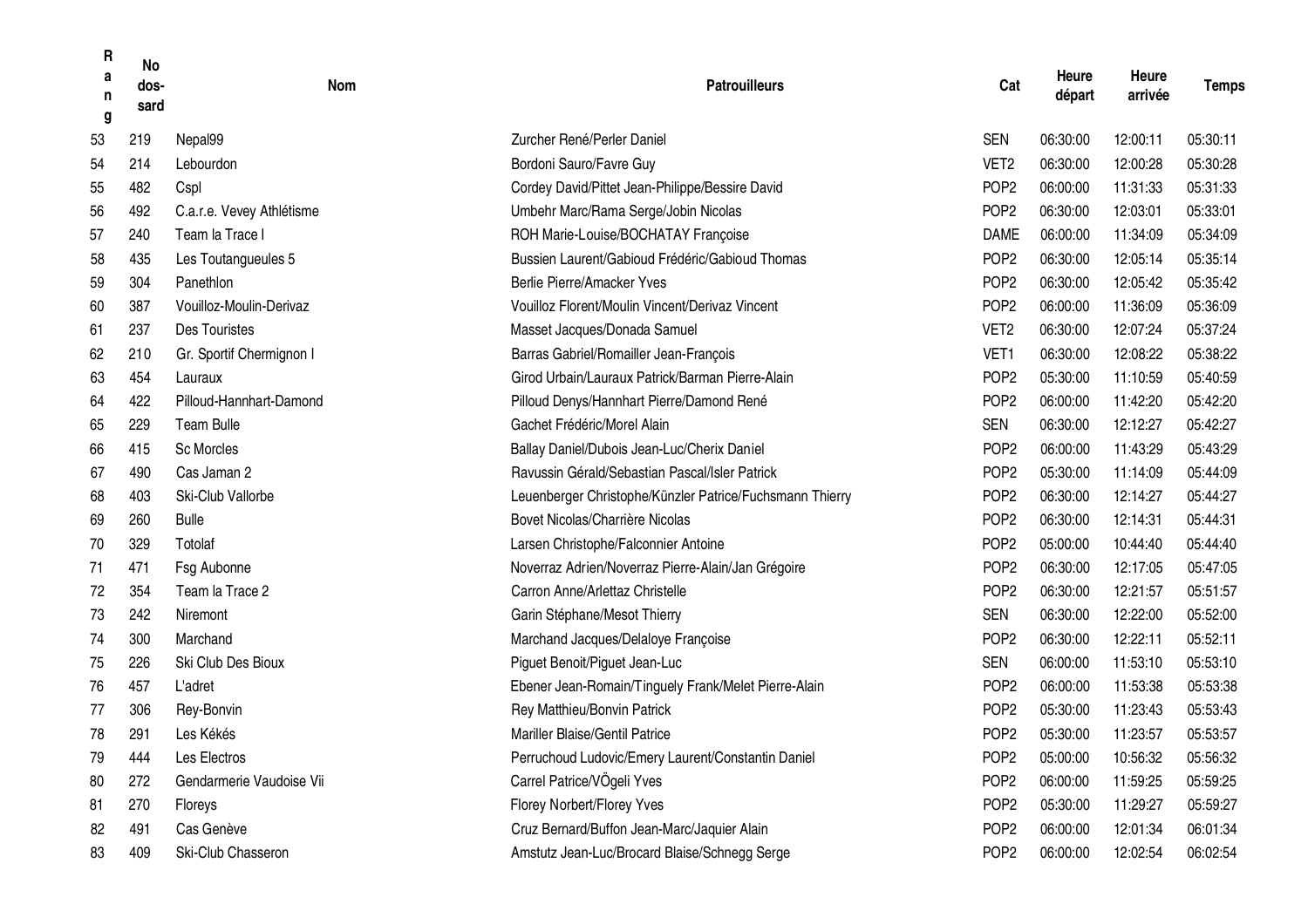| Rang | No dos-sard | Nom | Patrouilleurs | Cat | Heure départ | Heure arrivée | Temps |
|---|---|---|---|---|---|---|---|
| 53 | 219 | Nepal99 | Zurcher René/Perler Daniel | SEN | 06:30:00 | 12:00:11 | 05:30:11 |
| 54 | 214 | Lebourdon | Bordoni Sauro/Favre Guy | VET2 | 06:30:00 | 12:00:28 | 05:30:28 |
| 55 | 482 | Cspl | Cordey David/Pittet Jean-Philippe/Bessire David | POP2 | 06:00:00 | 11:31:33 | 05:31:33 |
| 56 | 492 | C.a.r.e. Vevey Athlétisme | Umbehr Marc/Rama Serge/Jobin Nicolas | POP2 | 06:30:00 | 12:03:01 | 05:33:01 |
| 57 | 240 | Team la Trace I | ROH Marie-Louise/BOCHATAY Françoise | DAME | 06:00:00 | 11:34:09 | 05:34:09 |
| 58 | 435 | Les Toutangueules 5 | Bussien Laurent/Gabioud Frédéric/Gabioud Thomas | POP2 | 06:30:00 | 12:05:14 | 05:35:14 |
| 59 | 304 | Panethlon | Berlie Pierre/Amacker Yves | POP2 | 06:30:00 | 12:05:42 | 05:35:42 |
| 60 | 387 | Vouilloz-Moulin-Derivaz | Vouilloz Florent/Moulin Vincent/Derivaz Vincent | POP2 | 06:00:00 | 11:36:09 | 05:36:09 |
| 61 | 237 | Des Touristes | Masset Jacques/Donada Samuel | VET2 | 06:30:00 | 12:07:24 | 05:37:24 |
| 62 | 210 | Gr. Sportif Chermignon I | Barras Gabriel/Romailler Jean-François | VET1 | 06:30:00 | 12:08:22 | 05:38:22 |
| 63 | 454 | Lauraux | Girod Urbain/Lauraux Patrick/Barman Pierre-Alain | POP2 | 05:30:00 | 11:10:59 | 05:40:59 |
| 64 | 422 | Pilloud-Hannhart-Damond | Pilloud Denys/Hannhart Pierre/Damond René | POP2 | 06:00:00 | 11:42:20 | 05:42:20 |
| 65 | 229 | Team Bulle | Gachet Frédéric/Morel Alain | SEN | 06:30:00 | 12:12:27 | 05:42:27 |
| 66 | 415 | Sc Morcles | Ballay Daniel/Dubois Jean-Luc/Cherix Daniel | POP2 | 06:00:00 | 11:43:29 | 05:43:29 |
| 67 | 490 | Cas Jaman 2 | Ravussin Gérald/Sebastian Pascal/Isler Patrick | POP2 | 05:30:00 | 11:14:09 | 05:44:09 |
| 68 | 403 | Ski-Club Vallorbe | Leuenberger Christophe/Künzler Patrice/Fuchsmann Thierry | POP2 | 06:30:00 | 12:14:27 | 05:44:27 |
| 69 | 260 | Bulle | Bovet Nicolas/Charrière Nicolas | POP2 | 06:30:00 | 12:14:31 | 05:44:31 |
| 70 | 329 | Totolaf | Larsen Christophe/Falconnier Antoine | POP2 | 05:00:00 | 10:44:40 | 05:44:40 |
| 71 | 471 | Fsg Aubonne | Noverraz Adrien/Noverraz Pierre-Alain/Jan Grégoire | POP2 | 06:30:00 | 12:17:05 | 05:47:05 |
| 72 | 354 | Team la Trace 2 | Carron Anne/Arlettaz Christelle | POP2 | 06:30:00 | 12:21:57 | 05:51:57 |
| 73 | 242 | Niremont | Garin Stéphane/Mesot Thierry | SEN | 06:30:00 | 12:22:00 | 05:52:00 |
| 74 | 300 | Marchand | Marchand Jacques/Delaloye Françoise | POP2 | 06:30:00 | 12:22:11 | 05:52:11 |
| 75 | 226 | Ski Club Des Bioux | Piguet Benoit/Piguet Jean-Luc | SEN | 06:00:00 | 11:53:10 | 05:53:10 |
| 76 | 457 | L'adret | Ebener Jean-Romain/Tinguely Frank/Melet Pierre-Alain | POP2 | 06:00:00 | 11:53:38 | 05:53:38 |
| 77 | 306 | Rey-Bonvin | Rey Matthieu/Bonvin Patrick | POP2 | 05:30:00 | 11:23:43 | 05:53:43 |
| 78 | 291 | Les Kékés | Mariller Blaise/Gentil Patrice | POP2 | 05:30:00 | 11:23:57 | 05:53:57 |
| 79 | 444 | Les Electros | Perruchoud Ludovic/Emery Laurent/Constantin Daniel | POP2 | 05:00:00 | 10:56:32 | 05:56:32 |
| 80 | 272 | Gendarmerie Vaudoise Vii | Carrel Patrice/VÖgeli Yves | POP2 | 06:00:00 | 11:59:25 | 05:59:25 |
| 81 | 270 | Floreys | Florey Norbert/Florey Yves | POP2 | 05:30:00 | 11:29:27 | 05:59:27 |
| 82 | 491 | Cas Genève | Cruz Bernard/Buffon Jean-Marc/Jaquier Alain | POP2 | 06:00:00 | 12:01:34 | 06:01:34 |
| 83 | 409 | Ski-Club Chasseron | Amstutz Jean-Luc/Brocard Blaise/Schnegg Serge | POP2 | 06:00:00 | 12:02:54 | 06:02:54 |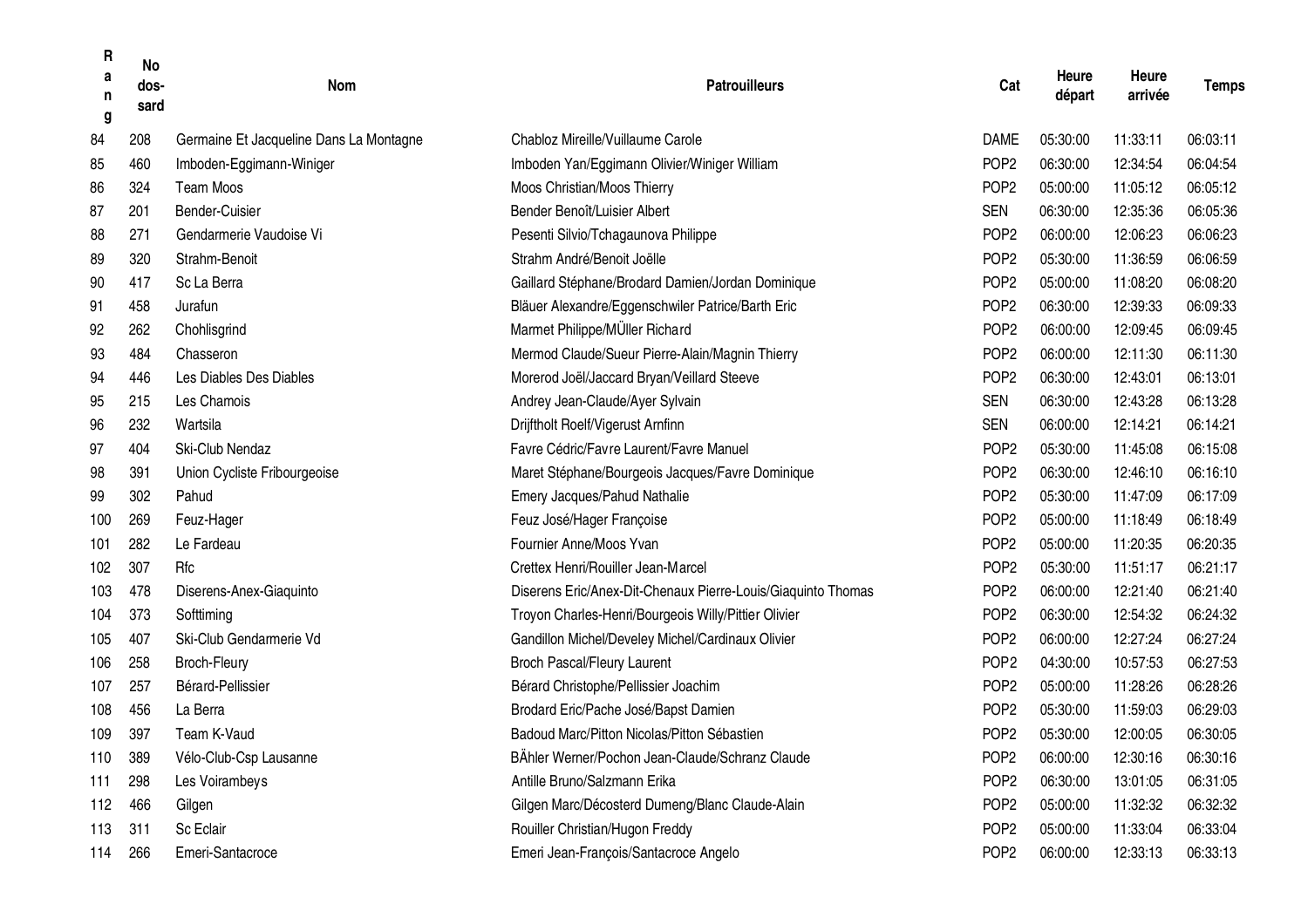| Rang | No dos-sard | Nom | Patrouilleurs | Cat | Heure départ | Heure arrivée | Temps |
|---|---|---|---|---|---|---|---|
| 84 | 208 | Germaine Et Jacqueline Dans La Montagne | Chabloz Mireille/Vuillaume Carole | DAME | 05:30:00 | 11:33:11 | 06:03:11 |
| 85 | 460 | Imboden-Eggimann-Winiger | Imboden Yan/Eggimann Olivier/Winiger William | POP2 | 06:30:00 | 12:34:54 | 06:04:54 |
| 86 | 324 | Team Moos | Moos Christian/Moos Thierry | POP2 | 05:00:00 | 11:05:12 | 06:05:12 |
| 87 | 201 | Bender-Cuisier | Bender Benoît/Luisier Albert | SEN | 06:30:00 | 12:35:36 | 06:05:36 |
| 88 | 271 | Gendarmerie Vaudoise Vi | Pesenti Silvio/Tchagaunova Philippe | POP2 | 06:00:00 | 12:06:23 | 06:06:23 |
| 89 | 320 | Strahm-Benoit | Strahm André/Benoit Joëlle | POP2 | 05:30:00 | 11:36:59 | 06:06:59 |
| 90 | 417 | Sc La Berra | Gaillard Stéphane/Brodard Damien/Jordan Dominique | POP2 | 05:00:00 | 11:08:20 | 06:08:20 |
| 91 | 458 | Jurafun | Bläuer Alexandre/Eggenschwiler Patrice/Barth Eric | POP2 | 06:30:00 | 12:39:33 | 06:09:33 |
| 92 | 262 | Chohlisgrind | Marmet Philippe/MÜller Richard | POP2 | 06:00:00 | 12:09:45 | 06:09:45 |
| 93 | 484 | Chasseron | Mermod Claude/Sueur Pierre-Alain/Magnin Thierry | POP2 | 06:00:00 | 12:11:30 | 06:11:30 |
| 94 | 446 | Les Diables Des Diables | Morerod Joël/Jaccard Bryan/Veillard Steeve | POP2 | 06:30:00 | 12:43:01 | 06:13:01 |
| 95 | 215 | Les Chamois | Andrey Jean-Claude/Ayer Sylvain | SEN | 06:30:00 | 12:43:28 | 06:13:28 |
| 96 | 232 | Wartsila | Drijftholt Roelf/Vigerust Arnfinn | SEN | 06:00:00 | 12:14:21 | 06:14:21 |
| 97 | 404 | Ski-Club Nendaz | Favre Cédric/Favre Laurent/Favre Manuel | POP2 | 05:30:00 | 11:45:08 | 06:15:08 |
| 98 | 391 | Union Cycliste Fribourgeoise | Maret Stéphane/Bourgeois Jacques/Favre Dominique | POP2 | 06:30:00 | 12:46:10 | 06:16:10 |
| 99 | 302 | Pahud | Emery Jacques/Pahud Nathalie | POP2 | 05:30:00 | 11:47:09 | 06:17:09 |
| 100 | 269 | Feuz-Hager | Feuz José/Hager Françoise | POP2 | 05:00:00 | 11:18:49 | 06:18:49 |
| 101 | 282 | Le Fardeau | Fournier Anne/Moos Yvan | POP2 | 05:00:00 | 11:20:35 | 06:20:35 |
| 102 | 307 | Rfc | Crettex Henri/Rouiller Jean-Marcel | POP2 | 05:30:00 | 11:51:17 | 06:21:17 |
| 103 | 478 | Diserens-Anex-Giaquinto | Diserens Eric/Anex-Dit-Chenaux Pierre-Louis/Giaquinto Thomas | POP2 | 06:00:00 | 12:21:40 | 06:21:40 |
| 104 | 373 | Softtiming | Troyon Charles-Henri/Bourgeois Willy/Pittier Olivier | POP2 | 06:30:00 | 12:54:32 | 06:24:32 |
| 105 | 407 | Ski-Club Gendarmerie Vd | Gandillon Michel/Develey Michel/Cardinaux Olivier | POP2 | 06:00:00 | 12:27:24 | 06:27:24 |
| 106 | 258 | Broch-Fleury | Broch Pascal/Fleury Laurent | POP2 | 04:30:00 | 10:57:53 | 06:27:53 |
| 107 | 257 | Bérard-Pellissier | Bérard Christophe/Pellissier Joachim | POP2 | 05:00:00 | 11:28:26 | 06:28:26 |
| 108 | 456 | La Berra | Brodard Eric/Pache José/Bapst Damien | POP2 | 05:30:00 | 11:59:03 | 06:29:03 |
| 109 | 397 | Team K-Vaud | Badoud Marc/Pitton Nicolas/Pitton Sébastien | POP2 | 05:30:00 | 12:00:05 | 06:30:05 |
| 110 | 389 | Vélo-Club-Csp Lausanne | BÄhler Werner/Pochon Jean-Claude/Schranz Claude | POP2 | 06:00:00 | 12:30:16 | 06:30:16 |
| 111 | 298 | Les Voirambeys | Antille Bruno/Salzmann Erika | POP2 | 06:30:00 | 13:01:05 | 06:31:05 |
| 112 | 466 | Gilgen | Gilgen Marc/Décosterd Dumeng/Blanc Claude-Alain | POP2 | 05:00:00 | 11:32:32 | 06:32:32 |
| 113 | 311 | Sc Eclair | Rouiller Christian/Hugon Freddy | POP2 | 05:00:00 | 11:33:04 | 06:33:04 |
| 114 | 266 | Emeri-Santacroce | Emeri Jean-François/Santacroce Angelo | POP2 | 06:00:00 | 12:33:13 | 06:33:13 |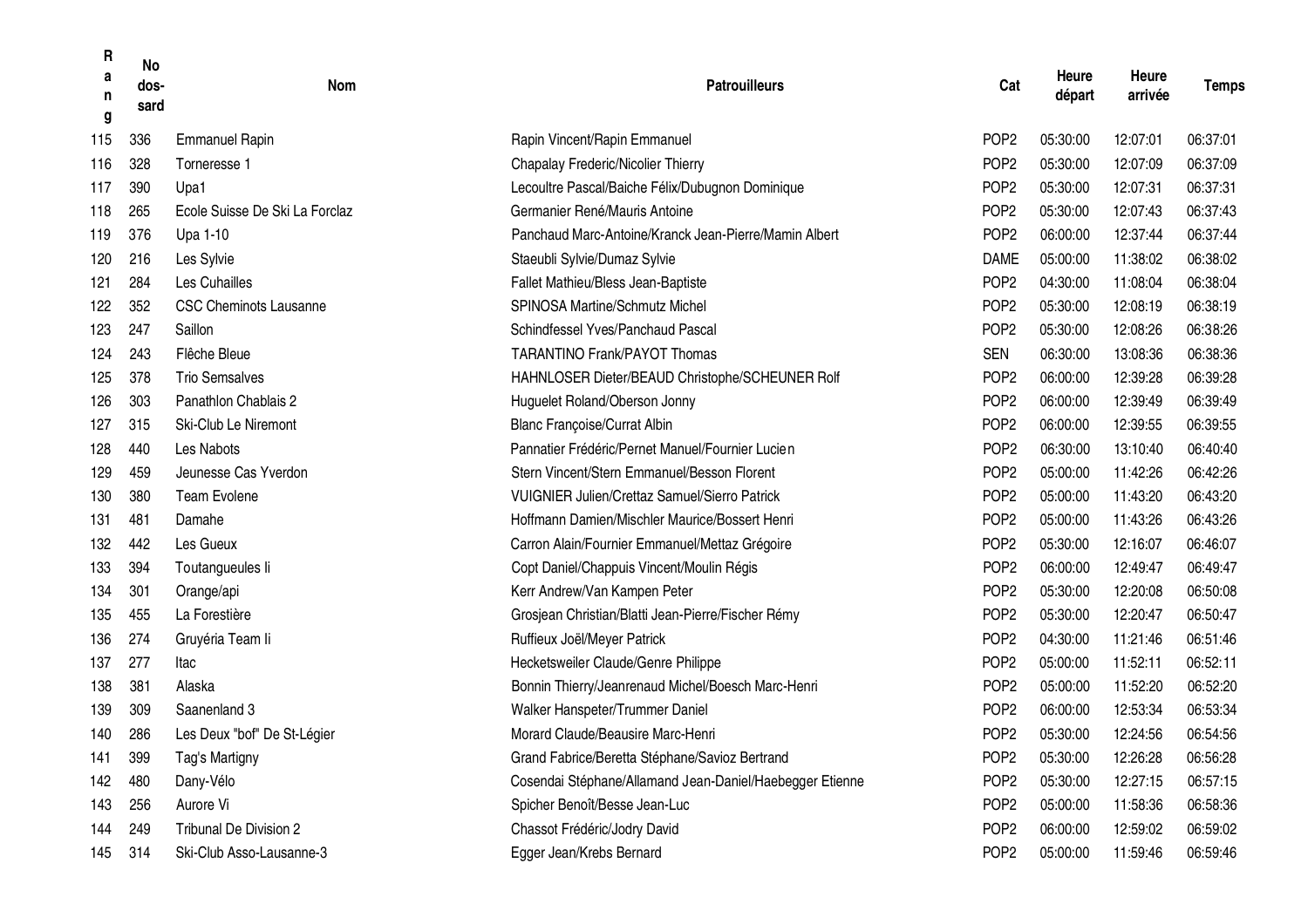| Rang | No dos-sard | Nom | Patrouilleurs | Cat | Heure départ | Heure arrivée | Temps |
|---|---|---|---|---|---|---|---|
| 115 | 336 | Emmanuel Rapin | Rapin Vincent/Rapin Emmanuel | POP2 | 05:30:00 | 12:07:01 | 06:37:01 |
| 116 | 328 | Torneresse 1 | Chapalay Frederic/Nicolier Thierry | POP2 | 05:30:00 | 12:07:09 | 06:37:09 |
| 117 | 390 | Upa1 | Lecoultre Pascal/Baiche Félix/Dubugnon Dominique | POP2 | 05:30:00 | 12:07:31 | 06:37:31 |
| 118 | 265 | Ecole Suisse De Ski La Forclaz | Germanier René/Mauris Antoine | POP2 | 05:30:00 | 12:07:43 | 06:37:43 |
| 119 | 376 | Upa 1-10 | Panchaud Marc-Antoine/Kranck Jean-Pierre/Mamin Albert | POP2 | 06:00:00 | 12:37:44 | 06:37:44 |
| 120 | 216 | Les Sylvie | Staeubli Sylvie/Dumaz Sylvie | DAME | 05:00:00 | 11:38:02 | 06:38:02 |
| 121 | 284 | Les Cuhailles | Fallet Mathieu/Bless Jean-Baptiste | POP2 | 04:30:00 | 11:08:04 | 06:38:04 |
| 122 | 352 | CSC Cheminots Lausanne | SPINOSA Martine/Schmutz Michel | POP2 | 05:30:00 | 12:08:19 | 06:38:19 |
| 123 | 247 | Saillon | Schindfessel Yves/Panchaud Pascal | POP2 | 05:30:00 | 12:08:26 | 06:38:26 |
| 124 | 243 | Flêche Bleue | TARANTINO Frank/PAYOT Thomas | SEN | 06:30:00 | 13:08:36 | 06:38:36 |
| 125 | 378 | Trio Semsalves | HAHNLOSER Dieter/BEAUD Christophe/SCHEUNER Rolf | POP2 | 06:00:00 | 12:39:28 | 06:39:28 |
| 126 | 303 | Panathlon Chablais 2 | Huguelet Roland/Oberson Jonny | POP2 | 06:00:00 | 12:39:49 | 06:39:49 |
| 127 | 315 | Ski-Club Le Niremont | Blanc Françoise/Currat Albin | POP2 | 06:00:00 | 12:39:55 | 06:39:55 |
| 128 | 440 | Les Nabots | Pannatier Frédéric/Pernet Manuel/Fournier Lucien | POP2 | 06:30:00 | 13:10:40 | 06:40:40 |
| 129 | 459 | Jeunesse Cas Yverdon | Stern Vincent/Stern Emmanuel/Besson Florent | POP2 | 05:00:00 | 11:42:26 | 06:42:26 |
| 130 | 380 | Team Evolene | VUIGNIER Julien/Crettaz Samuel/Sierro Patrick | POP2 | 05:00:00 | 11:43:20 | 06:43:20 |
| 131 | 481 | Damahe | Hoffmann Damien/Mischler Maurice/Bossert Henri | POP2 | 05:00:00 | 11:43:26 | 06:43:26 |
| 132 | 442 | Les Gueux | Carron Alain/Fournier Emmanuel/Mettaz Grégoire | POP2 | 05:30:00 | 12:16:07 | 06:46:07 |
| 133 | 394 | Toutangueules Ii | Copt Daniel/Chappuis Vincent/Moulin Régis | POP2 | 06:00:00 | 12:49:47 | 06:49:47 |
| 134 | 301 | Orange/api | Kerr Andrew/Van Kampen Peter | POP2 | 05:30:00 | 12:20:08 | 06:50:08 |
| 135 | 455 | La Forestière | Grosjean Christian/Blatti Jean-Pierre/Fischer Rémy | POP2 | 05:30:00 | 12:20:47 | 06:50:47 |
| 136 | 274 | Gruyéria Team Ii | Ruffieux Joël/Meyer Patrick | POP2 | 04:30:00 | 11:21:46 | 06:51:46 |
| 137 | 277 | Itac | Hecketsweiler Claude/Genre Philippe | POP2 | 05:00:00 | 11:52:11 | 06:52:11 |
| 138 | 381 | Alaska | Bonnin Thierry/Jeanrenaud Michel/Boesch Marc-Henri | POP2 | 05:00:00 | 11:52:20 | 06:52:20 |
| 139 | 309 | Saanenland 3 | Walker Hanspeter/Trummer Daniel | POP2 | 06:00:00 | 12:53:34 | 06:53:34 |
| 140 | 286 | Les Deux "bof" De St-Légier | Morard Claude/Beausire Marc-Henri | POP2 | 05:30:00 | 12:24:56 | 06:54:56 |
| 141 | 399 | Tag's Martigny | Grand Fabrice/Beretta Stéphane/Savioz Bertrand | POP2 | 05:30:00 | 12:26:28 | 06:56:28 |
| 142 | 480 | Dany-Vélo | Cosendai Stéphane/Allamand Jean-Daniel/Haebegger Etienne | POP2 | 05:30:00 | 12:27:15 | 06:57:15 |
| 143 | 256 | Aurore Vi | Spicher Benoît/Besse Jean-Luc | POP2 | 05:00:00 | 11:58:36 | 06:58:36 |
| 144 | 249 | Tribunal De Division 2 | Chassot Frédéric/Jodry David | POP2 | 06:00:00 | 12:59:02 | 06:59:02 |
| 145 | 314 | Ski-Club Asso-Lausanne-3 | Egger Jean/Krebs Bernard | POP2 | 05:00:00 | 11:59:46 | 06:59:46 |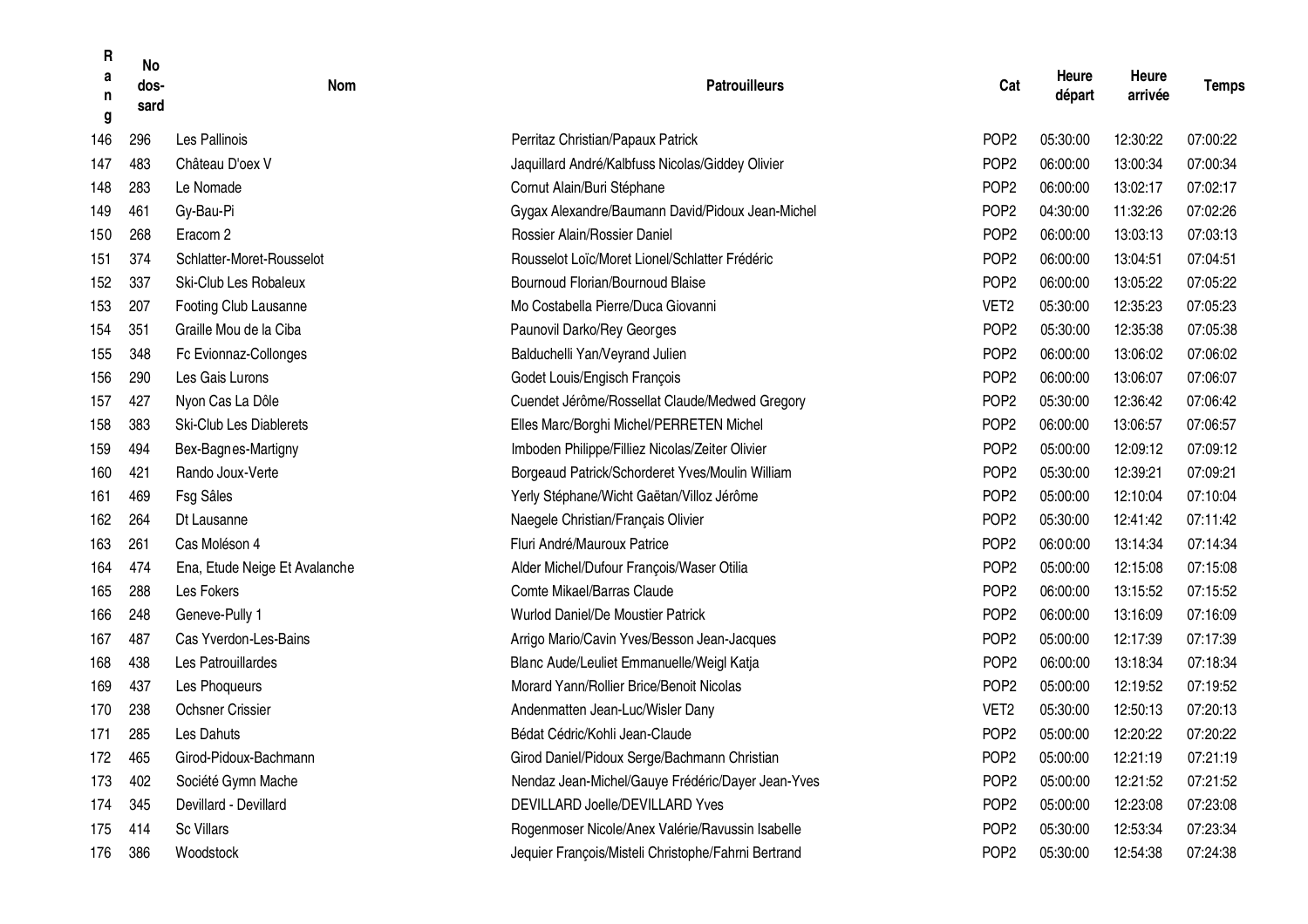| Rang | No dos-sard | Nom | Patrouilleurs | Cat | Heure départ | Heure arrivée | Temps |
|---|---|---|---|---|---|---|---|
| 146 | 296 | Les Pallinois | Perritaz Christian/Papaux Patrick | POP2 | 05:30:00 | 12:30:22 | 07:00:22 |
| 147 | 483 | Château D'oex V | Jaquillard André/Kalbfuss Nicolas/Giddey Olivier | POP2 | 06:00:00 | 13:00:34 | 07:00:34 |
| 148 | 283 | Le Nomade | Cornut Alain/Buri Stéphane | POP2 | 06:00:00 | 13:02:17 | 07:02:17 |
| 149 | 461 | Gy-Bau-Pi | Gygax Alexandre/Baumann David/Pidoux Jean-Michel | POP2 | 04:30:00 | 11:32:26 | 07:02:26 |
| 150 | 268 | Eracom 2 | Rossier Alain/Rossier Daniel | POP2 | 06:00:00 | 13:03:13 | 07:03:13 |
| 151 | 374 | Schlatter-Moret-Rousselot | Rousselot Loïc/Moret Lionel/Schlatter Frédéric | POP2 | 06:00:00 | 13:04:51 | 07:04:51 |
| 152 | 337 | Ski-Club Les Robaleux | Bournoud Florian/Bournoud Blaise | POP2 | 06:00:00 | 13:05:22 | 07:05:22 |
| 153 | 207 | Footing Club Lausanne | Mo Costabella Pierre/Duca Giovanni | VET2 | 05:30:00 | 12:35:23 | 07:05:23 |
| 154 | 351 | Graille Mou de la Ciba | Paunovil Darko/Rey Georges | POP2 | 05:30:00 | 12:35:38 | 07:05:38 |
| 155 | 348 | Fc Evionnaz-Collonges | Balduchelli Yan/Veyrand Julien | POP2 | 06:00:00 | 13:06:02 | 07:06:02 |
| 156 | 290 | Les Gais Lurons | Godet Louis/Engisch François | POP2 | 06:00:00 | 13:06:07 | 07:06:07 |
| 157 | 427 | Nyon Cas La Dôle | Cuendet Jérôme/Rossellat Claude/Medwed Gregory | POP2 | 05:30:00 | 12:36:42 | 07:06:42 |
| 158 | 383 | Ski-Club Les Diablerets | Elles Marc/Borghi Michel/PERRETEN Michel | POP2 | 06:00:00 | 13:06:57 | 07:06:57 |
| 159 | 494 | Bex-Bagnes-Martigny | Imboden Philippe/Filliez Nicolas/Zeiter Olivier | POP2 | 05:00:00 | 12:09:12 | 07:09:12 |
| 160 | 421 | Rando Joux-Verte | Borgeaud Patrick/Schorderet Yves/Moulin William | POP2 | 05:30:00 | 12:39:21 | 07:09:21 |
| 161 | 469 | Fsg Sâles | Yerly Stéphane/Wicht Gaëtan/Villoz Jérôme | POP2 | 05:00:00 | 12:10:04 | 07:10:04 |
| 162 | 264 | Dt Lausanne | Naegele Christian/Français Olivier | POP2 | 05:30:00 | 12:41:42 | 07:11:42 |
| 163 | 261 | Cas Moléson 4 | Fluri André/Mauroux Patrice | POP2 | 06:00:00 | 13:14:34 | 07:14:34 |
| 164 | 474 | Ena, Etude Neige Et Avalanche | Alder Michel/Dufour François/Waser Otilia | POP2 | 05:00:00 | 12:15:08 | 07:15:08 |
| 165 | 288 | Les Fokers | Comte Mikael/Barras Claude | POP2 | 06:00:00 | 13:15:52 | 07:15:52 |
| 166 | 248 | Geneve-Pully 1 | Wurlod Daniel/De Moustier Patrick | POP2 | 06:00:00 | 13:16:09 | 07:16:09 |
| 167 | 487 | Cas Yverdon-Les-Bains | Arrigo Mario/Cavin Yves/Besson Jean-Jacques | POP2 | 05:00:00 | 12:17:39 | 07:17:39 |
| 168 | 438 | Les Patrouillardes | Blanc Aude/Leuliet Emmanuelle/Weigl Katja | POP2 | 06:00:00 | 13:18:34 | 07:18:34 |
| 169 | 437 | Les Phoqueurs | Morard Yann/Rollier Brice/Benoit Nicolas | POP2 | 05:00:00 | 12:19:52 | 07:19:52 |
| 170 | 238 | Ochsner Crissier | Andenmatten Jean-Luc/Wisler Dany | VET2 | 05:30:00 | 12:50:13 | 07:20:13 |
| 171 | 285 | Les Dahuts | Bédat Cédric/Kohli Jean-Claude | POP2 | 05:00:00 | 12:20:22 | 07:20:22 |
| 172 | 465 | Girod-Pidoux-Bachmann | Girod Daniel/Pidoux Serge/Bachmann Christian | POP2 | 05:00:00 | 12:21:19 | 07:21:19 |
| 173 | 402 | Société Gymn Mache | Nendaz Jean-Michel/Gauye Frédéric/Dayer Jean-Yves | POP2 | 05:00:00 | 12:21:52 | 07:21:52 |
| 174 | 345 | Devillard - Devillard | DEVILLARD Joelle/DEVILLARD Yves | POP2 | 05:00:00 | 12:23:08 | 07:23:08 |
| 175 | 414 | Sc Villars | Rogenmoser Nicole/Anex Valérie/Ravussin Isabelle | POP2 | 05:30:00 | 12:53:34 | 07:23:34 |
| 176 | 386 | Woodstock | Jequier François/Misteli Christophe/Fahrni Bertrand | POP2 | 05:30:00 | 12:54:38 | 07:24:38 |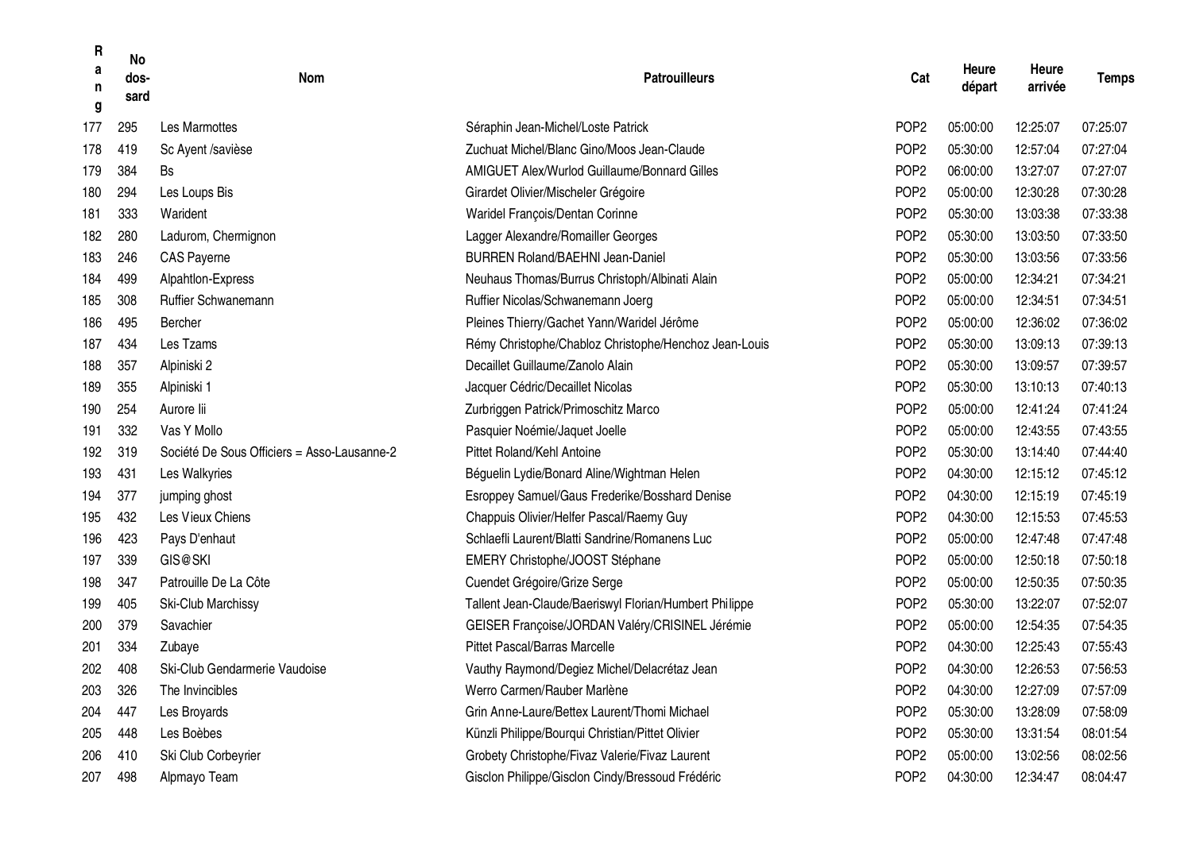| Rang | No dos-sard | Nom | Patrouilleurs | Cat | Heure départ | Heure arrivée | Temps |
|---|---|---|---|---|---|---|---|
| 177 | 295 | Les Marmottes | Séraphin Jean-Michel/Loste Patrick | POP2 | 05:00:00 | 12:25:07 | 07:25:07 |
| 178 | 419 | Sc Ayent /savièse | Zuchuat Michel/Blanc Gino/Moos Jean-Claude | POP2 | 05:30:00 | 12:57:04 | 07:27:04 |
| 179 | 384 | Bs | AMIGUET Alex/Wurlod Guillaume/Bonnard Gilles | POP2 | 06:00:00 | 13:27:07 | 07:27:07 |
| 180 | 294 | Les Loups Bis | Girardet Olivier/Mischeler Grégoire | POP2 | 05:00:00 | 12:30:28 | 07:30:28 |
| 181 | 333 | Warident | Waridel François/Dentan Corinne | POP2 | 05:30:00 | 13:03:38 | 07:33:38 |
| 182 | 280 | Ladurom, Chermignon | Lagger Alexandre/Romailler Georges | POP2 | 05:30:00 | 13:03:50 | 07:33:50 |
| 183 | 246 | CAS Payerne | BURREN Roland/BAEHNI Jean-Daniel | POP2 | 05:30:00 | 13:03:56 | 07:33:56 |
| 184 | 499 | Alpahtlon-Express | Neuhaus Thomas/Burrus Christoph/Albinati Alain | POP2 | 05:00:00 | 12:34:21 | 07:34:21 |
| 185 | 308 | Ruffier Schwanemann | Ruffier Nicolas/Schwanemann Joerg | POP2 | 05:00:00 | 12:34:51 | 07:34:51 |
| 186 | 495 | Bercher | Pleines Thierry/Gachet Yann/Waridel Jérôme | POP2 | 05:00:00 | 12:36:02 | 07:36:02 |
| 187 | 434 | Les Tzams | Rémy Christophe/Chabloz Christophe/Henchoz Jean-Louis | POP2 | 05:30:00 | 13:09:13 | 07:39:13 |
| 188 | 357 | Alpiniski 2 | Decaillet Guillaume/Zanolo Alain | POP2 | 05:30:00 | 13:09:57 | 07:39:57 |
| 189 | 355 | Alpiniski 1 | Jacquer Cédric/Decaillet Nicolas | POP2 | 05:30:00 | 13:10:13 | 07:40:13 |
| 190 | 254 | Aurore Iii | Zurbriggen Patrick/Primoschitz Marco | POP2 | 05:00:00 | 12:41:24 | 07:41:24 |
| 191 | 332 | Vas Y Mollo | Pasquier Noémie/Jaquet Joelle | POP2 | 05:00:00 | 12:43:55 | 07:43:55 |
| 192 | 319 | Société De Sous Officiers = Asso-Lausanne-2 | Pittet Roland/Kehl Antoine | POP2 | 05:30:00 | 13:14:40 | 07:44:40 |
| 193 | 431 | Les Walkyries | Béguelin Lydie/Bonard Aline/Wightman Helen | POP2 | 04:30:00 | 12:15:12 | 07:45:12 |
| 194 | 377 | jumping ghost | Esroppey Samuel/Gaus Frederike/Bosshard Denise | POP2 | 04:30:00 | 12:15:19 | 07:45:19 |
| 195 | 432 | Les Vieux Chiens | Chappuis Olivier/Helfer Pascal/Raemy Guy | POP2 | 04:30:00 | 12:15:53 | 07:45:53 |
| 196 | 423 | Pays D'enhaut | Schlaefli Laurent/Blatti Sandrine/Romanens Luc | POP2 | 05:00:00 | 12:47:48 | 07:47:48 |
| 197 | 339 | GIS@SKI | EMERY Christophe/JOOST Stéphane | POP2 | 05:00:00 | 12:50:18 | 07:50:18 |
| 198 | 347 | Patrouille De La Côte | Cuendet Grégoire/Grize Serge | POP2 | 05:00:00 | 12:50:35 | 07:50:35 |
| 199 | 405 | Ski-Club Marchissy | Tallent Jean-Claude/Baeriswyl Florian/Humbert Philippe | POP2 | 05:30:00 | 13:22:07 | 07:52:07 |
| 200 | 379 | Savachier | GEISER Françoise/JORDAN Valéry/CRISINEL Jérémie | POP2 | 05:00:00 | 12:54:35 | 07:54:35 |
| 201 | 334 | Zubaye | Pittet Pascal/Barras Marcelle | POP2 | 04:30:00 | 12:25:43 | 07:55:43 |
| 202 | 408 | Ski-Club Gendarmerie Vaudoise | Vauthy Raymond/Degiez Michel/Delacrétaz Jean | POP2 | 04:30:00 | 12:26:53 | 07:56:53 |
| 203 | 326 | The Invincibles | Werro Carmen/Rauber Marlène | POP2 | 04:30:00 | 12:27:09 | 07:57:09 |
| 204 | 447 | Les Broyards | Grin Anne-Laure/Bettex Laurent/Thomi Michael | POP2 | 05:30:00 | 13:28:09 | 07:58:09 |
| 205 | 448 | Les Boèbes | Künzli Philippe/Bourqui Christian/Pittet Olivier | POP2 | 05:30:00 | 13:31:54 | 08:01:54 |
| 206 | 410 | Ski Club Corbeyrier | Grobety Christophe/Fivaz Valerie/Fivaz Laurent | POP2 | 05:00:00 | 13:02:56 | 08:02:56 |
| 207 | 498 | Alpmayo Team | Gisclon Philippe/Gisclon Cindy/Bressoud Frédéric | POP2 | 04:30:00 | 12:34:47 | 08:04:47 |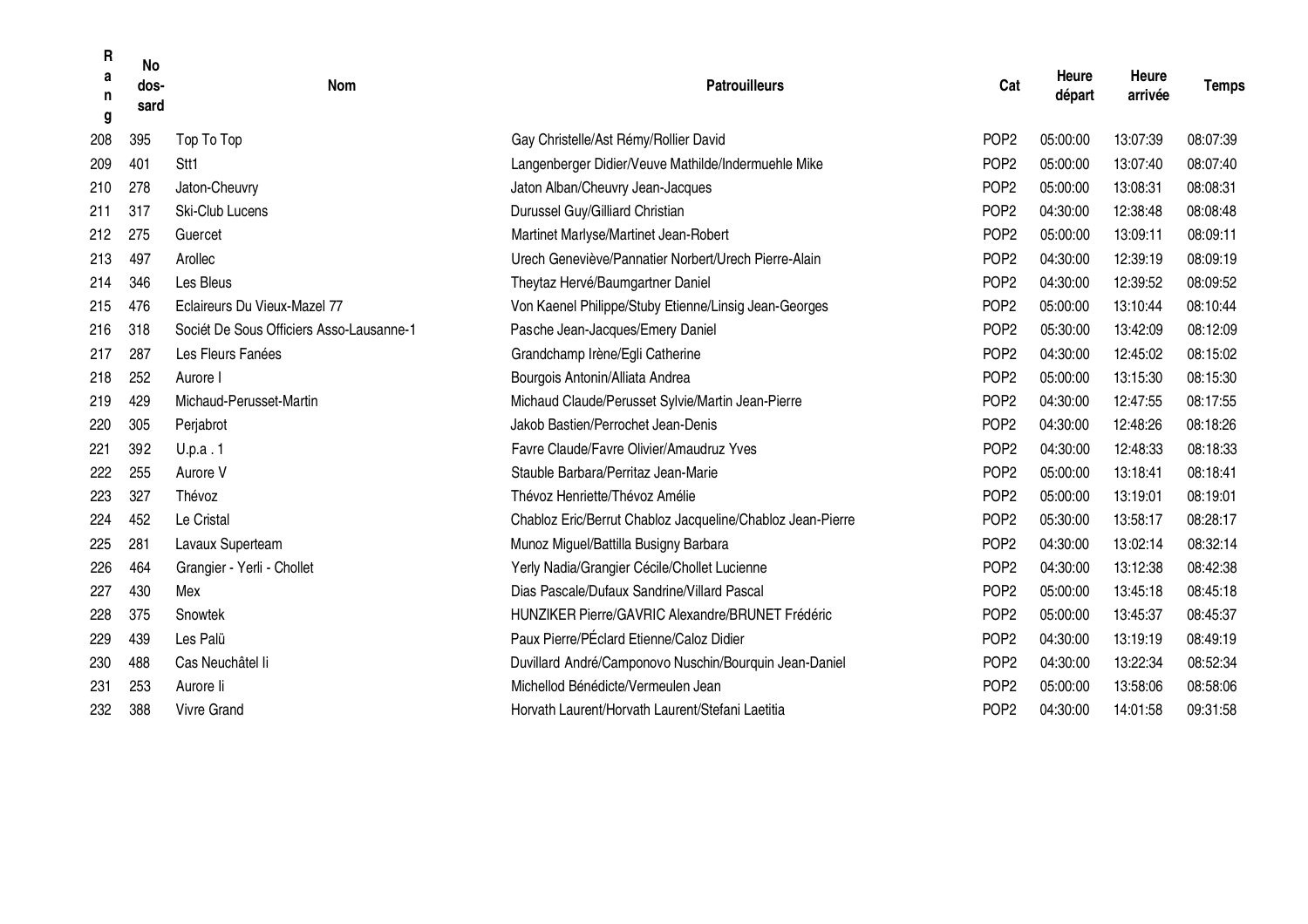| Rang | No dos-sard | Nom | Patrouilleurs | Cat | Heure départ | Heure arrivée | Temps |
|---|---|---|---|---|---|---|---|
| 208 | 395 | Top To Top | Gay Christelle/Ast Rémy/Rollier David | POP2 | 05:00:00 | 13:07:39 | 08:07:39 |
| 209 | 401 | Stt1 | Langenberger Didier/Veuve Mathilde/Indermuehle Mike | POP2 | 05:00:00 | 13:07:40 | 08:07:40 |
| 210 | 278 | Jaton-Cheuvry | Jaton Alban/Cheuvry Jean-Jacques | POP2 | 05:00:00 | 13:08:31 | 08:08:31 |
| 211 | 317 | Ski-Club Lucens | Durussel Guy/Gilliard Christian | POP2 | 04:30:00 | 12:38:48 | 08:08:48 |
| 212 | 275 | Guercet | Martinet Marlyse/Martinet Jean-Robert | POP2 | 05:00:00 | 13:09:11 | 08:09:11 |
| 213 | 497 | Arollec | Urech Geneviève/Pannatier Norbert/Urech Pierre-Alain | POP2 | 04:30:00 | 12:39:19 | 08:09:19 |
| 214 | 346 | Les Bleus | Theytaz Hervé/Baumgartner Daniel | POP2 | 04:30:00 | 12:39:52 | 08:09:52 |
| 215 | 476 | Eclaireurs Du Vieux-Mazel 77 | Von Kaenel Philippe/Stuby Etienne/Linsig Jean-Georges | POP2 | 05:00:00 | 13:10:44 | 08:10:44 |
| 216 | 318 | Sociét De Sous Officiers Asso-Lausanne-1 | Pasche Jean-Jacques/Emery Daniel | POP2 | 05:30:00 | 13:42:09 | 08:12:09 |
| 217 | 287 | Les Fleurs Fanées | Grandchamp Irène/Egli Catherine | POP2 | 04:30:00 | 12:45:02 | 08:15:02 |
| 218 | 252 | Aurore I | Bourgois Antonin/Alliata Andrea | POP2 | 05:00:00 | 13:15:30 | 08:15:30 |
| 219 | 429 | Michaud-Perusset-Martin | Michaud Claude/Perusset Sylvie/Martin Jean-Pierre | POP2 | 04:30:00 | 12:47:55 | 08:17:55 |
| 220 | 305 | Perjabrot | Jakob Bastien/Perrochet Jean-Denis | POP2 | 04:30:00 | 12:48:26 | 08:18:26 |
| 221 | 392 | U.p.a . 1 | Favre Claude/Favre Olivier/Amaudruz Yves | POP2 | 04:30:00 | 12:48:33 | 08:18:33 |
| 222 | 255 | Aurore V | Stauble Barbara/Perritaz Jean-Marie | POP2 | 05:00:00 | 13:18:41 | 08:18:41 |
| 223 | 327 | Thévoz | Thévoz Henriette/Thévoz Amélie | POP2 | 05:00:00 | 13:19:01 | 08:19:01 |
| 224 | 452 | Le Cristal | Chabloz Eric/Berrut Chabloz Jacqueline/Chabloz Jean-Pierre | POP2 | 05:30:00 | 13:58:17 | 08:28:17 |
| 225 | 281 | Lavaux Superteam | Munoz Miguel/Battilla Busigny Barbara | POP2 | 04:30:00 | 13:02:14 | 08:32:14 |
| 226 | 464 | Grangier - Yerli - Chollet | Yerly Nadia/Grangier Cécile/Chollet Lucienne | POP2 | 04:30:00 | 13:12:38 | 08:42:38 |
| 227 | 430 | Mex | Dias Pascale/Dufaux Sandrine/Villard Pascal | POP2 | 05:00:00 | 13:45:18 | 08:45:18 |
| 228 | 375 | Snowtek | HUNZIKER Pierre/GAVRIC Alexandre/BRUNET Frédéric | POP2 | 05:00:00 | 13:45:37 | 08:45:37 |
| 229 | 439 | Les Palü | Paux Pierre/PÉclard Etienne/Caloz Didier | POP2 | 04:30:00 | 13:19:19 | 08:49:19 |
| 230 | 488 | Cas Neuchâtel Ii | Duvillard André/Camponovo Nuschin/Bourquin Jean-Daniel | POP2 | 04:30:00 | 13:22:34 | 08:52:34 |
| 231 | 253 | Aurore Ii | Michellod Bénédicte/Vermeulen Jean | POP2 | 05:00:00 | 13:58:06 | 08:58:06 |
| 232 | 388 | Vivre Grand | Horvath Laurent/Horvath Laurent/Stefani Laetitia | POP2 | 04:30:00 | 14:01:58 | 09:31:58 |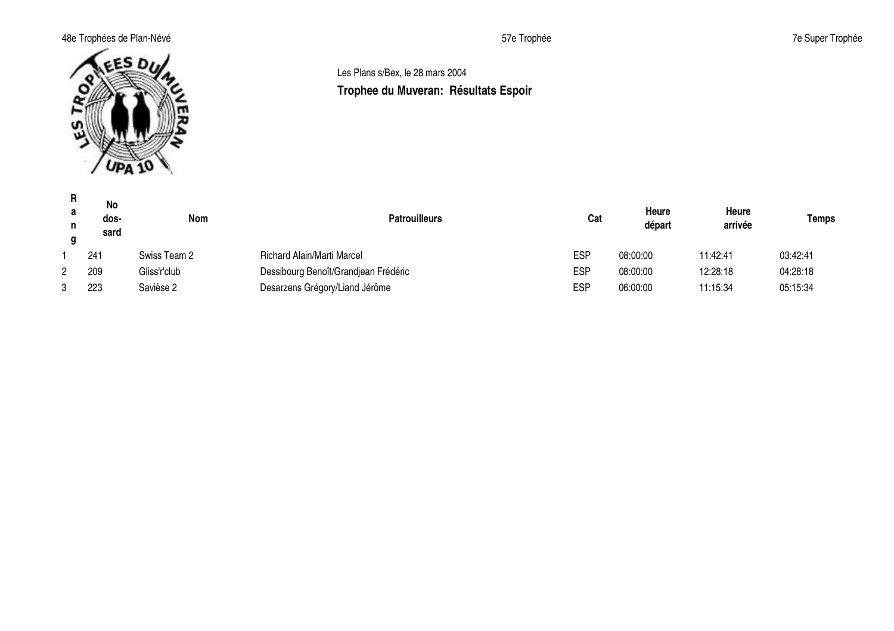48e Trophées de Plan-Névé

57e Trophée

7e Super Trophée

Les Plans s/Bex, le 28 mars 2004

**Trophee du Muveran: Résultats Espoir**

| Rang | No dos-sard | Nom | Patrouilleurs | Cat | Heure départ | Heure arrivée | Temps |
|---|---|---|---|---|---|---|---|
| 1 | 241 | Swiss Team 2 | Richard Alain/Marti Marcel | ESP | 08:00:00 | 11:42:41 | 03:42:41 |
| 2 | 209 | Gliss'r'club | Dessibourg Benoît/Grandjean Frédéric | ESP | 08:00:00 | 12:28:18 | 04:28:18 |
| 3 | 223 | Savièse 2 | Desarzens Grégory/Liand Jérôme | ESP | 06:00:00 | 11:15:34 | 05:15:34 |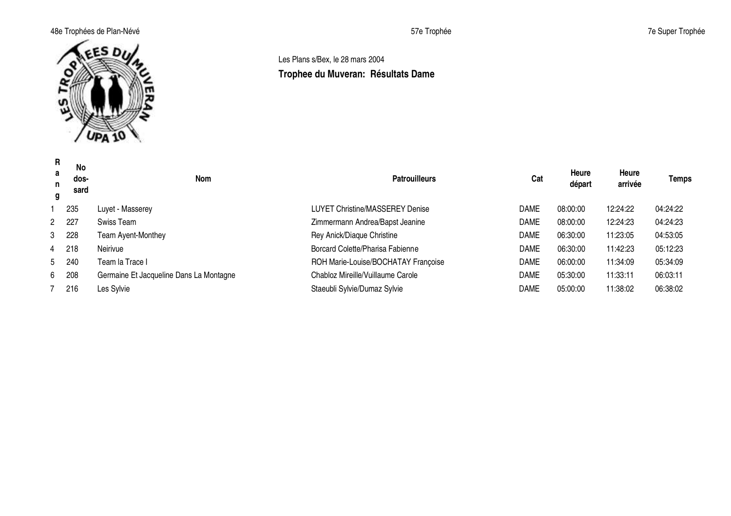Les Plans s/Bex, le 28 mars 2004

## Trophee du Muveran: Résultats Dame

| Rang | No dos-sard | Nom | Patrouilleurs | Cat | Heure départ | Heure arrivée | Temps |
|---|---|---|---|---|---|---|---|
| 1 | 235 | Luyet - Masserey | LUYET Christine/MASSEREY Denise | DAME | 08:00:00 | 12:24:22 | 04:24:22 |
| 2 | 227 | Swiss Team | Zimmermann Andrea/Bapst Jeanine | DAME | 08:00:00 | 12:24:23 | 04:24:23 |
| 3 | 228 | Team Ayent-Monthey | Rey Anick/Diaque Christine | DAME | 06:30:00 | 11:23:05 | 04:53:05 |
| 4 | 218 | Neirivue | Borcard Colette/Pharisa Fabienne | DAME | 06:30:00 | 11:42:23 | 05:12:23 |
| 5 | 240 | Team la Trace I | ROH Marie-Louise/BOCHATAY Françoise | DAME | 06:00:00 | 11:34:09 | 05:34:09 |
| 6 | 208 | Germaine Et Jacqueline Dans La Montagne | Chabloz Mireille/Vuillaume Carole | DAME | 05:30:00 | 11:33:11 | 06:03:11 |
| 7 | 216 | Les Sylvie | Staeubli Sylvie/Dumaz Sylvie | DAME | 05:00:00 | 11:38:02 | 06:38:02 |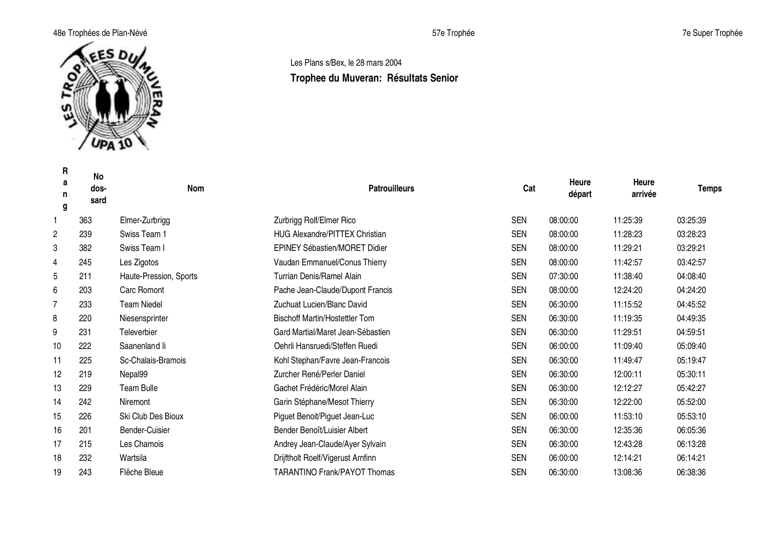Les Plans s/Bex, le 28 mars 2004

**Trophee du Muveran: Résultats Senior**

| Rang | No dos-sard | Nom | Patrouilleurs | Cat | Heure départ | Heure arrivée | Temps |
|---|---|---|---|---|---|---|---|
| 1 | 363 | Elmer-Zurbrigg | Zurbrigg Rolf/Elmer Rico | SEN | 08:00:00 | 11:25:39 | 03:25:39 |
| 2 | 239 | Swiss Team 1 | HUG Alexandre/PITTEX Christian | SEN | 08:00:00 | 11:28:23 | 03:28:23 |
| 3 | 382 | Swiss Team I | EPINEY Sébastien/MORET Didier | SEN | 08:00:00 | 11:29:21 | 03:29:21 |
| 4 | 245 | Les Zigotos | Vaudan Emmanuel/Conus Thierry | SEN | 08:00:00 | 11:42:57 | 03:42:57 |
| 5 | 211 | Haute-Pression, Sports | Turrian Denis/Ramel Alain | SEN | 07:30:00 | 11:38:40 | 04:08:40 |
| 6 | 203 | Carc Romont | Pache Jean-Claude/Dupont Francis | SEN | 08:00:00 | 12:24:20 | 04:24:20 |
| 7 | 233 | Team Niedel | Zuchuat Lucien/Blanc David | SEN | 06:30:00 | 11:15:52 | 04:45:52 |
| 8 | 220 | Niesensprinter | Bischoff Martin/Hostettler Tom | SEN | 06:30:00 | 11:19:35 | 04:49:35 |
| 9 | 231 | Televerbier | Gard Martial/Maret Jean-Sébastien | SEN | 06:30:00 | 11:29:51 | 04:59:51 |
| 10 | 222 | Saanenland Ii | Oehrli Hansruedi/Steffen Ruedi | SEN | 06:00:00 | 11:09:40 | 05:09:40 |
| 11 | 225 | Sc-Chalais-Bramois | Kohl Stephan/Favre Jean-Francois | SEN | 06:30:00 | 11:49:47 | 05:19:47 |
| 12 | 219 | Nepal99 | Zurcher René/Perler Daniel | SEN | 06:30:00 | 12:00:11 | 05:30:11 |
| 13 | 229 | Team Bulle | Gachet Frédéric/Morel Alain | SEN | 06:30:00 | 12:12:27 | 05:42:27 |
| 14 | 242 | Niremont | Garin Stéphane/Mesot Thierry | SEN | 06:30:00 | 12:22:00 | 05:52:00 |
| 15 | 226 | Ski Club Des Bioux | Piguet Benoit/Piguet Jean-Luc | SEN | 06:00:00 | 11:53:10 | 05:53:10 |
| 16 | 201 | Bender-Cuisier | Bender Benoît/Luisier Albert | SEN | 06:30:00 | 12:35:36 | 06:05:36 |
| 17 | 215 | Les Chamois | Andrey Jean-Claude/Ayer Sylvain | SEN | 06:30:00 | 12:43:28 | 06:13:28 |
| 18 | 232 | Wartsila | Drijftholt Roelf/Vigerust Arnfinn | SEN | 06:00:00 | 12:14:21 | 06:14:21 |
| 19 | 243 | Flêche Bleue | TARANTINO Frank/PAYOT Thomas | SEN | 06:30:00 | 13:08:36 | 06:38:36 |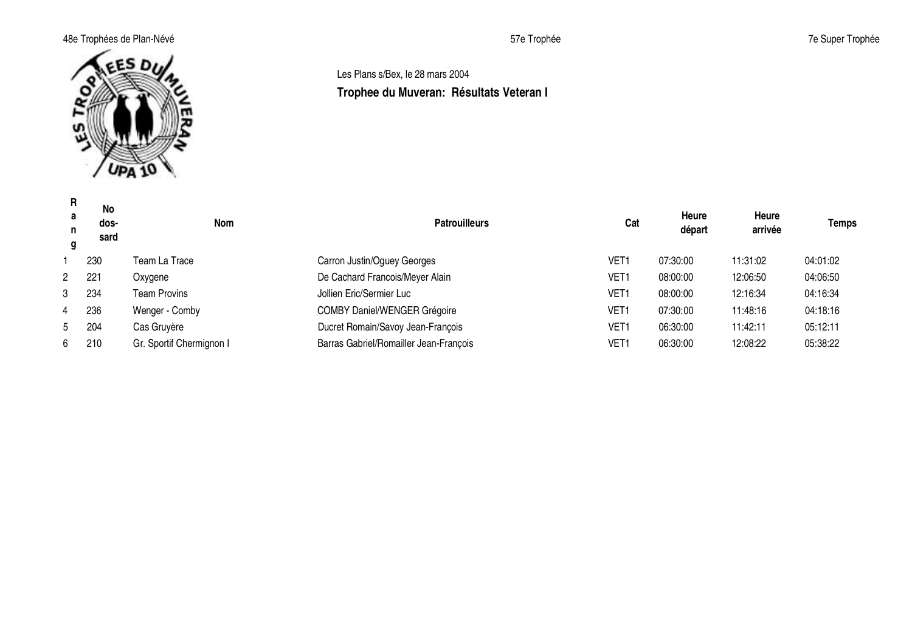Les Plans s/Bex, le 28 mars 2004

## Trophee du Muveran: Résultats Veteran I

| Rang | No dos-sard | Nom | Patrouilleurs | Cat | Heure départ | Heure arrivée | Temps |
|---|---|---|---|---|---|---|---|
| 1 | 230 | Team La Trace | Carron Justin/Oguey Georges | VET1 | 07:30:00 | 11:31:02 | 04:01:02 |
| 2 | 221 | Oxygene | De Cachard Francois/Meyer Alain | VET1 | 08:00:00 | 12:06:50 | 04:06:50 |
| 3 | 234 | Team Provins | Jollien Eric/Sermier Luc | VET1 | 08:00:00 | 12:16:34 | 04:16:34 |
| 4 | 236 | Wenger - Comby | COMBY Daniel/WENGER Grégoire | VET1 | 07:30:00 | 11:48:16 | 04:18:16 |
| 5 | 204 | Cas Gruyère | Ducret Romain/Savoy Jean-François | VET1 | 06:30:00 | 11:42:11 | 05:12:11 |
| 6 | 210 | Gr. Sportif Chermignon I | Barras Gabriel/Romailler Jean-François | VET1 | 06:30:00 | 12:08:22 | 05:38:22 |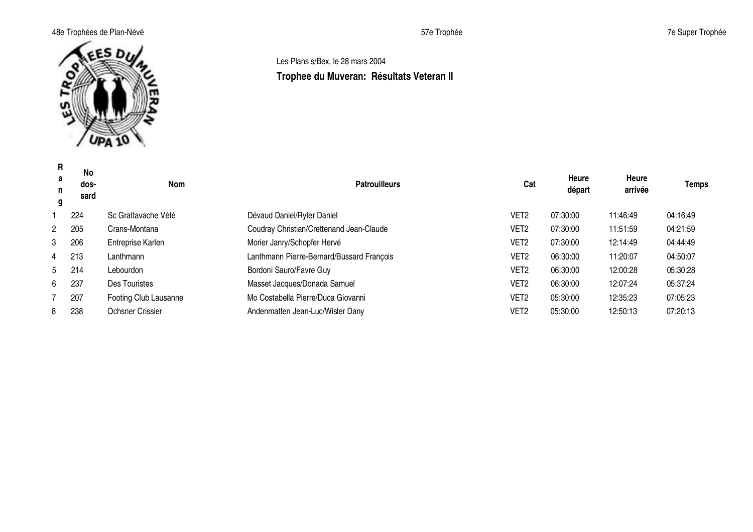48e Trophées de Plan-Névé | 57e Trophée | 7e Super Trophée

Les Plans s/Bex, le 28 mars 2004

## Trophee du Muveran: Résultats Veteran II

| Rang | No dos-sard | Nom | Patrouilleurs | Cat | Heure départ | Heure arrivée | Temps |
|---|---|---|---|---|---|---|---|
| 1 | 224 | Sc Grattavache Vété | Dévaud Daniel/Ryter Daniel | VET2 | 07:30:00 | 11:46:49 | 04:16:49 |
| 2 | 205 | Crans-Montana | Coudray Christian/Crettenand Jean-Claude | VET2 | 07:30:00 | 11:51:59 | 04:21:59 |
| 3 | 206 | Entreprise Karlen | Morier Janry/Schopfer Hervé | VET2 | 07:30:00 | 12:14:49 | 04:44:49 |
| 4 | 213 | Lanthmann | Lanthmann Pierre-Bernard/Bussard François | VET2 | 06:30:00 | 11:20:07 | 04:50:07 |
| 5 | 214 | Lebourdon | Bordoni Sauro/Favre Guy | VET2 | 06:30:00 | 12:00:28 | 05:30:28 |
| 6 | 237 | Des Touristes | Masset Jacques/Donada Samuel | VET2 | 06:30:00 | 12:07:24 | 05:37:24 |
| 7 | 207 | Footing Club Lausanne | Mo Costabella Pierre/Duca Giovanni | VET2 | 05:30:00 | 12:35:23 | 07:05:23 |
| 8 | 238 | Ochsner Crissier | Andenmatten Jean-Luc/Wisler Dany | VET2 | 05:30:00 | 12:50:13 | 07:20:13 |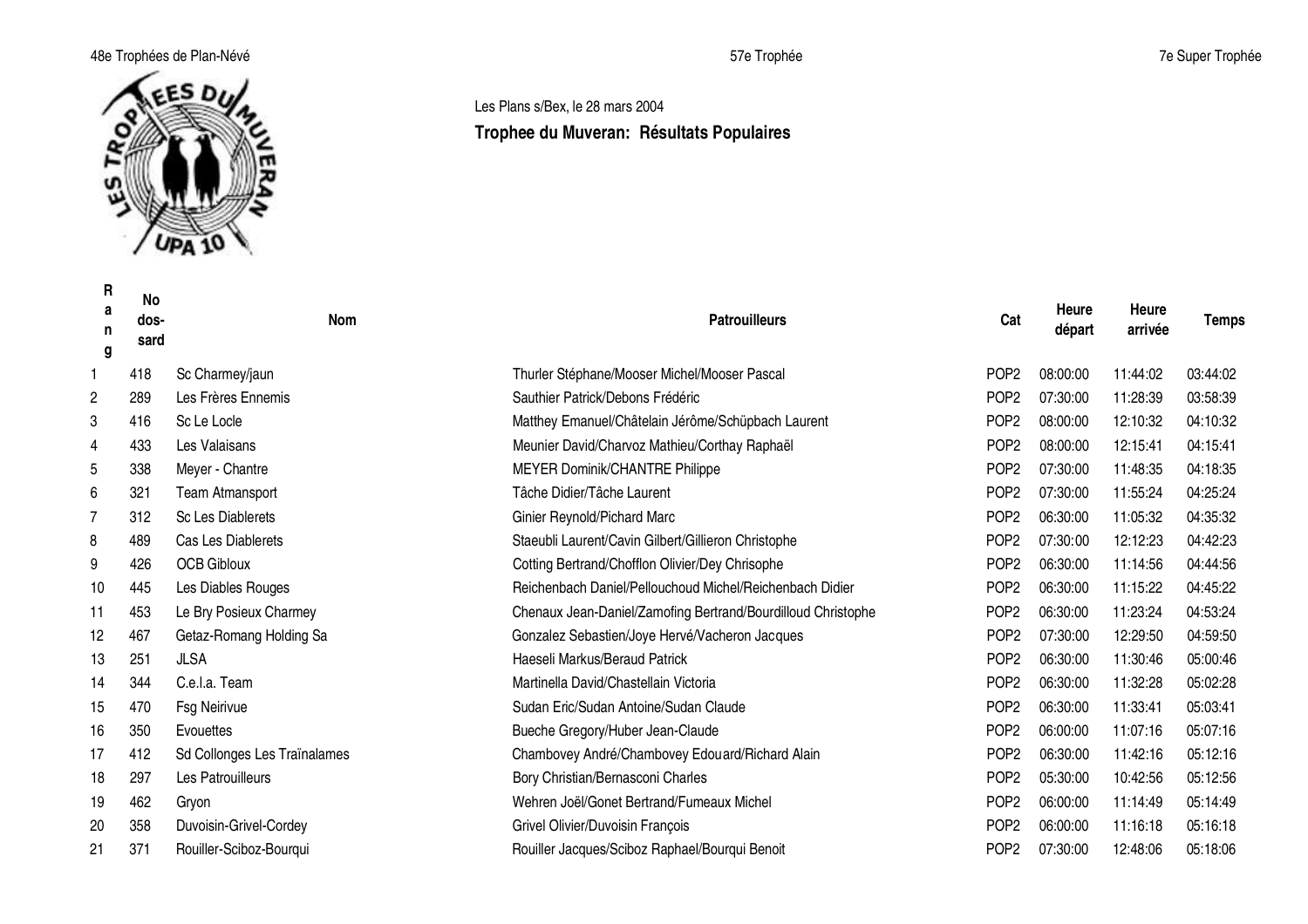48e Trophées de Plan-Névé | 57e Trophée | 7e Super Trophée

Les Plans s/Bex, le 28 mars 2004

**Trophee du Muveran: Résultats Populaires**

| Rang | No dos-sard | Nom | Patrouilleurs | Cat | Heure départ | Heure arrivée | Temps |
|---|---|---|---|---|---|---|---|
| 1 | 418 | Sc Charmey/jaun | Thurler Stéphane/Mooser Michel/Mooser Pascal | POP2 | 08:00:00 | 11:44:02 | 03:44:02 |
| 2 | 289 | Les Frères Ennemis | Sauthier Patrick/Debons Frédéric | POP2 | 07:30:00 | 11:28:39 | 03:58:39 |
| 3 | 416 | Sc Le Locle | Matthey Emanuel/Châtelain Jérôme/Schüpbach Laurent | POP2 | 08:00:00 | 12:10:32 | 04:10:32 |
| 4 | 433 | Les Valaisans | Meunier David/Charvoz Mathieu/Corthay Raphaël | POP2 | 08:00:00 | 12:15:41 | 04:15:41 |
| 5 | 338 | Meyer - Chantre | MEYER Dominik/CHANTRE Philippe | POP2 | 07:30:00 | 11:48:35 | 04:18:35 |
| 6 | 321 | Team Atmansport | Tâche Didier/Tâche Laurent | POP2 | 07:30:00 | 11:55:24 | 04:25:24 |
| 7 | 312 | Sc Les Diablerets | Ginier Reynold/Pichard Marc | POP2 | 06:30:00 | 11:05:32 | 04:35:32 |
| 8 | 489 | Cas Les Diablerets | Staeubli Laurent/Cavin Gilbert/Gillieron Christophe | POP2 | 07:30:00 | 12:12:23 | 04:42:23 |
| 9 | 426 | OCB Gibloux | Cotting Bertrand/Chofflon Olivier/Dey Chrisophe | POP2 | 06:30:00 | 11:14:56 | 04:44:56 |
| 10 | 445 | Les Diables Rouges | Reichenbach Daniel/Pellouchoud Michel/Reichenbach Didier | POP2 | 06:30:00 | 11:15:22 | 04:45:22 |
| 11 | 453 | Le Bry Posieux Charmey | Chenaux Jean-Daniel/Zamofing Bertrand/Bourdilloud Christophe | POP2 | 06:30:00 | 11:23:24 | 04:53:24 |
| 12 | 467 | Getaz-Romang Holding Sa | Gonzalez Sebastien/Joye Hervé/Vacheron Jacques | POP2 | 07:30:00 | 12:29:50 | 04:59:50 |
| 13 | 251 | JLSA | Haeseli Markus/Beraud Patrick | POP2 | 06:30:00 | 11:30:46 | 05:00:46 |
| 14 | 344 | C.e.l.a. Team | Martinella David/Chastellain Victoria | POP2 | 06:30:00 | 11:32:28 | 05:02:28 |
| 15 | 470 | Fsg Neirivue | Sudan Eric/Sudan Antoine/Sudan Claude | POP2 | 06:30:00 | 11:33:41 | 05:03:41 |
| 16 | 350 | Evouettes | Bueche Gregory/Huber Jean-Claude | POP2 | 06:00:00 | 11:07:16 | 05:07:16 |
| 17 | 412 | Sd Collonges Les Traïnalames | Chambovey André/Chambovey Edouard/Richard Alain | POP2 | 06:30:00 | 11:42:16 | 05:12:16 |
| 18 | 297 | Les Patrouilleurs | Bory Christian/Bernasconi Charles | POP2 | 05:30:00 | 10:42:56 | 05:12:56 |
| 19 | 462 | Gryon | Wehren Joël/Gonet Bertrand/Fumeaux Michel | POP2 | 06:00:00 | 11:14:49 | 05:14:49 |
| 20 | 358 | Duvoisin-Grivel-Cordey | Grivel Olivier/Duvoisin François | POP2 | 06:00:00 | 11:16:18 | 05:16:18 |
| 21 | 371 | Rouiller-Sciboz-Bourqui | Rouiller Jacques/Sciboz Raphael/Bourqui Benoit | POP2 | 07:30:00 | 12:48:06 | 05:18:06 |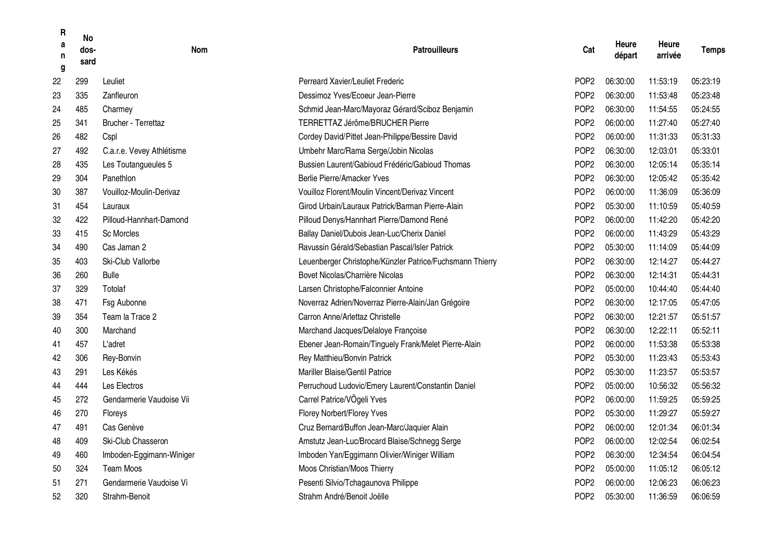| Rang | No dos-sard | Nom | Patrouilleurs | Cat | Heure départ | Heure arrivée | Temps |
|---|---|---|---|---|---|---|---|
| 22 | 299 | Leuliet | Perreard Xavier/Leuliet Frederic | POP2 | 06:30:00 | 11:53:19 | 05:23:19 |
| 23 | 335 | Zanfleuron | Dessimoz Yves/Ecoeur Jean-Pierre | POP2 | 06:30:00 | 11:53:48 | 05:23:48 |
| 24 | 485 | Charmey | Schmid Jean-Marc/Mayoraz Gérard/Sciboz Benjamin | POP2 | 06:30:00 | 11:54:55 | 05:24:55 |
| 25 | 341 | Brucher - Terrettaz | TERRETTAZ Jérôme/BRUCHER Pierre | POP2 | 06:00:00 | 11:27:40 | 05:27:40 |
| 26 | 482 | Cspl | Cordey David/Pittet Jean-Philippe/Bessire David | POP2 | 06:00:00 | 11:31:33 | 05:31:33 |
| 27 | 492 | C.a.r.e. Vevey Athlétisme | Umbehr Marc/Rama Serge/Jobin Nicolas | POP2 | 06:30:00 | 12:03:01 | 05:33:01 |
| 28 | 435 | Les Toutangueules 5 | Bussien Laurent/Gabioud Frédéric/Gabioud Thomas | POP2 | 06:30:00 | 12:05:14 | 05:35:14 |
| 29 | 304 | Panethlon | Berlie Pierre/Amacker Yves | POP2 | 06:30:00 | 12:05:42 | 05:35:42 |
| 30 | 387 | Vouilloz-Moulin-Derivaz | Vouilloz Florent/Moulin Vincent/Derivaz Vincent | POP2 | 06:00:00 | 11:36:09 | 05:36:09 |
| 31 | 454 | Lauraux | Girod Urbain/Lauraux Patrick/Barman Pierre-Alain | POP2 | 05:30:00 | 11:10:59 | 05:40:59 |
| 32 | 422 | Pilloud-Hannhart-Damond | Pilloud Denys/Hannhart Pierre/Damond René | POP2 | 06:00:00 | 11:42:20 | 05:42:20 |
| 33 | 415 | Sc Morcles | Ballay Daniel/Dubois Jean-Luc/Cherix Daniel | POP2 | 06:00:00 | 11:43:29 | 05:43:29 |
| 34 | 490 | Cas Jaman 2 | Ravussin Gérald/Sebastian Pascal/Isler Patrick | POP2 | 05:30:00 | 11:14:09 | 05:44:09 |
| 35 | 403 | Ski-Club Vallorbe | Leuenberger Christophe/Künzler Patrice/Fuchsmann Thierry | POP2 | 06:30:00 | 12:14:27 | 05:44:27 |
| 36 | 260 | Bulle | Bovet Nicolas/Charrière Nicolas | POP2 | 06:30:00 | 12:14:31 | 05:44:31 |
| 37 | 329 | Totolaf | Larsen Christophe/Falconnier Antoine | POP2 | 05:00:00 | 10:44:40 | 05:44:40 |
| 38 | 471 | Fsg Aubonne | Noverraz Adrien/Noverraz Pierre-Alain/Jan Grégoire | POP2 | 06:30:00 | 12:17:05 | 05:47:05 |
| 39 | 354 | Team la Trace 2 | Carron Anne/Arlettaz Christelle | POP2 | 06:30:00 | 12:21:57 | 05:51:57 |
| 40 | 300 | Marchand | Marchand Jacques/Delaloye Françoise | POP2 | 06:30:00 | 12:22:11 | 05:52:11 |
| 41 | 457 | L'adret | Ebener Jean-Romain/Tinguely Frank/Melet Pierre-Alain | POP2 | 06:00:00 | 11:53:38 | 05:53:38 |
| 42 | 306 | Rey-Bonvin | Rey Matthieu/Bonvin Patrick | POP2 | 05:30:00 | 11:23:43 | 05:53:43 |
| 43 | 291 | Les Kékés | Mariller Blaise/Gentil Patrice | POP2 | 05:30:00 | 11:23:57 | 05:53:57 |
| 44 | 444 | Les Electros | Perruchoud Ludovic/Emery Laurent/Constantin Daniel | POP2 | 05:00:00 | 10:56:32 | 05:56:32 |
| 45 | 272 | Gendarmerie Vaudoise Vii | Carrel Patrice/VÖgeli Yves | POP2 | 06:00:00 | 11:59:25 | 05:59:25 |
| 46 | 270 | Floreys | Florey Norbert/Florey Yves | POP2 | 05:30:00 | 11:29:27 | 05:59:27 |
| 47 | 491 | Cas Genève | Cruz Bernard/Buffon Jean-Marc/Jaquier Alain | POP2 | 06:00:00 | 12:01:34 | 06:01:34 |
| 48 | 409 | Ski-Club Chasseron | Amstutz Jean-Luc/Brocard Blaise/Schnegg Serge | POP2 | 06:00:00 | 12:02:54 | 06:02:54 |
| 49 | 460 | Imboden-Eggimann-Winiger | Imboden Yan/Eggimann Olivier/Winiger William | POP2 | 06:30:00 | 12:34:54 | 06:04:54 |
| 50 | 324 | Team Moos | Moos Christian/Moos Thierry | POP2 | 05:00:00 | 11:05:12 | 06:05:12 |
| 51 | 271 | Gendarmerie Vaudoise Vi | Pesenti Silvio/Tchagaunova Philippe | POP2 | 06:00:00 | 12:06:23 | 06:06:23 |
| 52 | 320 | Strahm-Benoit | Strahm André/Benoit Joëlle | POP2 | 05:30:00 | 11:36:59 | 06:06:59 |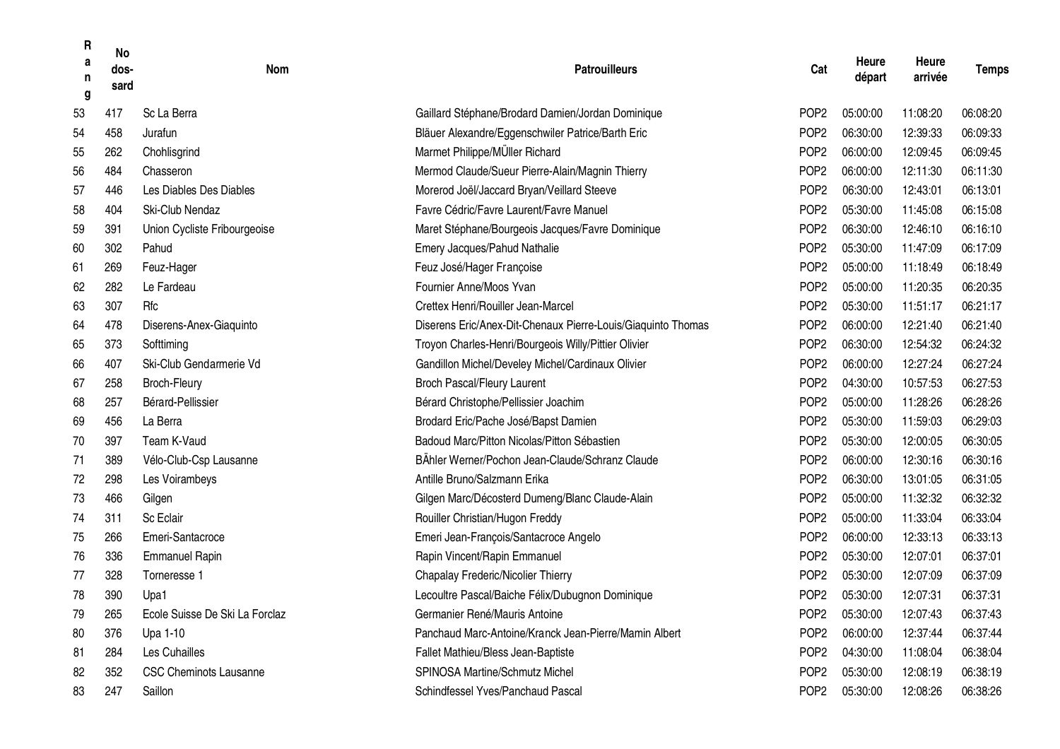| Rang | No dos-sard | Nom | Patrouilleurs | Cat | Heure départ | Heure arrivée | Temps |
|---|---|---|---|---|---|---|---|
| 53 | 417 | Sc La Berra | Gaillard Stéphane/Brodard Damien/Jordan Dominique | POP2 | 05:00:00 | 11:08:20 | 06:08:20 |
| 54 | 458 | Jurafun | Bläuer Alexandre/Eggenschwiler Patrice/Barth Eric | POP2 | 06:30:00 | 12:39:33 | 06:09:33 |
| 55 | 262 | Chohlisgrind | Marmet Philippe/MÜller Richard | POP2 | 06:00:00 | 12:09:45 | 06:09:45 |
| 56 | 484 | Chasseron | Mermod Claude/Sueur Pierre-Alain/Magnin Thierry | POP2 | 06:00:00 | 12:11:30 | 06:11:30 |
| 57 | 446 | Les Diables Des Diables | Morerod Joël/Jaccard Bryan/Veillard Steeve | POP2 | 06:30:00 | 12:43:01 | 06:13:01 |
| 58 | 404 | Ski-Club Nendaz | Favre Cédric/Favre Laurent/Favre Manuel | POP2 | 05:30:00 | 11:45:08 | 06:15:08 |
| 59 | 391 | Union Cycliste Fribourgeoise | Maret Stéphane/Bourgeois Jacques/Favre Dominique | POP2 | 06:30:00 | 12:46:10 | 06:16:10 |
| 60 | 302 | Pahud | Emery Jacques/Pahud Nathalie | POP2 | 05:30:00 | 11:47:09 | 06:17:09 |
| 61 | 269 | Feuz-Hager | Feuz José/Hager Françoise | POP2 | 05:00:00 | 11:18:49 | 06:18:49 |
| 62 | 282 | Le Fardeau | Fournier Anne/Moos Yvan | POP2 | 05:00:00 | 11:20:35 | 06:20:35 |
| 63 | 307 | Rfc | Crettex Henri/Rouiller Jean-Marcel | POP2 | 05:30:00 | 11:51:17 | 06:21:17 |
| 64 | 478 | Diserens-Anex-Giaquinto | Diserens Eric/Anex-Dit-Chenaux Pierre-Louis/Giaquinto Thomas | POP2 | 06:00:00 | 12:21:40 | 06:21:40 |
| 65 | 373 | Softtiming | Troyon Charles-Henri/Bourgeois Willy/Pittier Olivier | POP2 | 06:30:00 | 12:54:32 | 06:24:32 |
| 66 | 407 | Ski-Club Gendarmerie Vd | Gandillon Michel/Develey Michel/Cardinaux Olivier | POP2 | 06:00:00 | 12:27:24 | 06:27:24 |
| 67 | 258 | Broch-Fleury | Broch Pascal/Fleury Laurent | POP2 | 04:30:00 | 10:57:53 | 06:27:53 |
| 68 | 257 | Bérard-Pellissier | Bérard Christophe/Pellissier Joachim | POP2 | 05:00:00 | 11:28:26 | 06:28:26 |
| 69 | 456 | La Berra | Brodard Eric/Pache José/Bapst Damien | POP2 | 05:30:00 | 11:59:03 | 06:29:03 |
| 70 | 397 | Team K-Vaud | Badoud Marc/Pitton Nicolas/Pitton Sébastien | POP2 | 05:30:00 | 12:00:05 | 06:30:05 |
| 71 | 389 | Vélo-Club-Csp Lausanne | BÄhler Werner/Pochon Jean-Claude/Schranz Claude | POP2 | 06:00:00 | 12:30:16 | 06:30:16 |
| 72 | 298 | Les Voirambeys | Antille Bruno/Salzmann Erika | POP2 | 06:30:00 | 13:01:05 | 06:31:05 |
| 73 | 466 | Gilgen | Gilgen Marc/Décosterd Dumeng/Blanc Claude-Alain | POP2 | 05:00:00 | 11:32:32 | 06:32:32 |
| 74 | 311 | Sc Eclair | Rouiller Christian/Hugon Freddy | POP2 | 05:00:00 | 11:33:04 | 06:33:04 |
| 75 | 266 | Emeri-Santacroce | Emeri Jean-François/Santacroce Angelo | POP2 | 06:00:00 | 12:33:13 | 06:33:13 |
| 76 | 336 | Emmanuel Rapin | Rapin Vincent/Rapin Emmanuel | POP2 | 05:30:00 | 12:07:01 | 06:37:01 |
| 77 | 328 | Torneresse 1 | Chapalay Frederic/Nicolier Thierry | POP2 | 05:30:00 | 12:07:09 | 06:37:09 |
| 78 | 390 | Upa1 | Lecoultre Pascal/Baiche Félix/Dubugnon Dominique | POP2 | 05:30:00 | 12:07:31 | 06:37:31 |
| 79 | 265 | Ecole Suisse De Ski La Forclaz | Germanier René/Mauris Antoine | POP2 | 05:30:00 | 12:07:43 | 06:37:43 |
| 80 | 376 | Upa 1-10 | Panchaud Marc-Antoine/Kranck Jean-Pierre/Mamin Albert | POP2 | 06:00:00 | 12:37:44 | 06:37:44 |
| 81 | 284 | Les Cuhailles | Fallet Mathieu/Bless Jean-Baptiste | POP2 | 04:30:00 | 11:08:04 | 06:38:04 |
| 82 | 352 | CSC Cheminots Lausanne | SPINOSA Martine/Schmutz Michel | POP2 | 05:30:00 | 12:08:19 | 06:38:19 |
| 83 | 247 | Saillon | Schindfessel Yves/Panchaud Pascal | POP2 | 05:30:00 | 12:08:26 | 06:38:26 |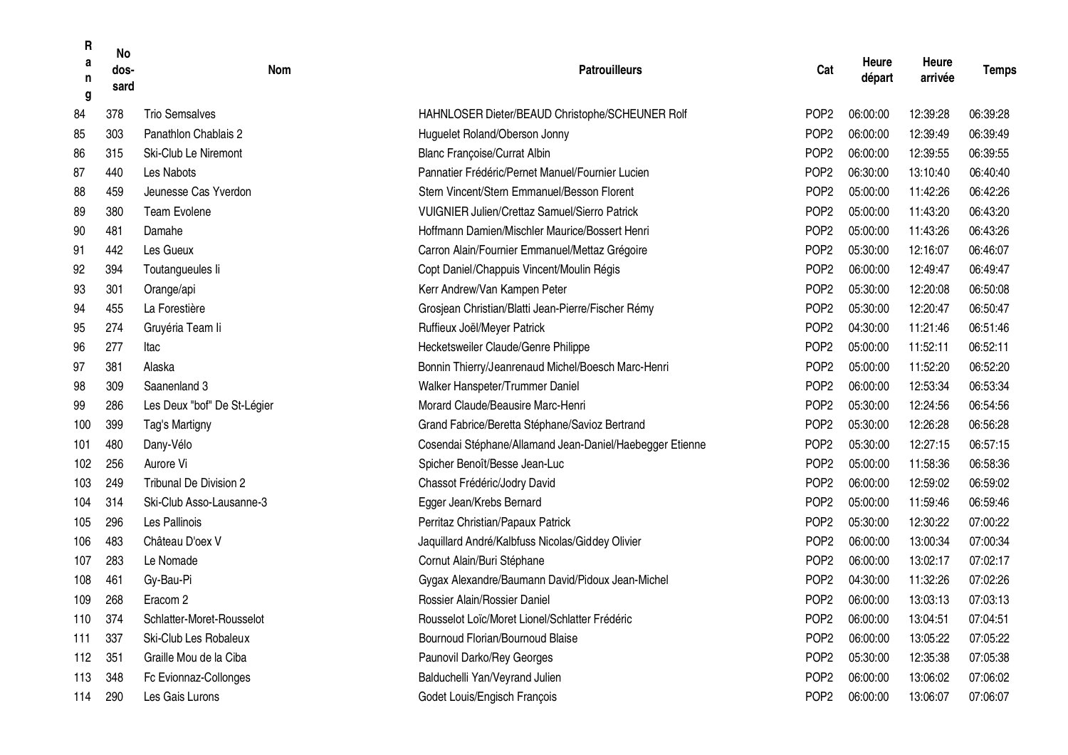| Rang | No dossard | Nom | Patrouilleurs | Cat | Heure départ | Heure arrivée | Temps |
|---|---|---|---|---|---|---|---|
| 84 | 378 | Trio Semsalves | HAHNLOSER Dieter/BEAUD Christophe/SCHEUNER Rolf | POP2 | 06:00:00 | 12:39:28 | 06:39:28 |
| 85 | 303 | Panathlon Chablais 2 | Huguelet Roland/Oberson Jonny | POP2 | 06:00:00 | 12:39:49 | 06:39:49 |
| 86 | 315 | Ski-Club Le Niremont | Blanc Françoise/Currat Albin | POP2 | 06:00:00 | 12:39:55 | 06:39:55 |
| 87 | 440 | Les Nabots | Pannatier Frédéric/Pernet Manuel/Fournier Lucien | POP2 | 06:30:00 | 13:10:40 | 06:40:40 |
| 88 | 459 | Jeunesse Cas Yverdon | Stern Vincent/Stern Emmanuel/Besson Florent | POP2 | 05:00:00 | 11:42:26 | 06:42:26 |
| 89 | 380 | Team Evolene | VUIGNIER Julien/Crettaz Samuel/Sierro Patrick | POP2 | 05:00:00 | 11:43:20 | 06:43:20 |
| 90 | 481 | Damahe | Hoffmann Damien/Mischler Maurice/Bossert Henri | POP2 | 05:00:00 | 11:43:26 | 06:43:26 |
| 91 | 442 | Les Gueux | Carron Alain/Fournier Emmanuel/Mettaz Grégoire | POP2 | 05:30:00 | 12:16:07 | 06:46:07 |
| 92 | 394 | Toutangueules Ii | Copt Daniel/Chappuis Vincent/Moulin Régis | POP2 | 06:00:00 | 12:49:47 | 06:49:47 |
| 93 | 301 | Orange/api | Kerr Andrew/Van Kampen Peter | POP2 | 05:30:00 | 12:20:08 | 06:50:08 |
| 94 | 455 | La Forestière | Grosjean Christian/Blatti Jean-Pierre/Fischer Rémy | POP2 | 05:30:00 | 12:20:47 | 06:50:47 |
| 95 | 274 | Gruyéria Team Ii | Ruffieux Joël/Meyer Patrick | POP2 | 04:30:00 | 11:21:46 | 06:51:46 |
| 96 | 277 | Itac | Hecketsweiler Claude/Genre Philippe | POP2 | 05:00:00 | 11:52:11 | 06:52:11 |
| 97 | 381 | Alaska | Bonnin Thierry/Jeanrenaud Michel/Boesch Marc-Henri | POP2 | 05:00:00 | 11:52:20 | 06:52:20 |
| 98 | 309 | Saanenland 3 | Walker Hanspeter/Trummer Daniel | POP2 | 06:00:00 | 12:53:34 | 06:53:34 |
| 99 | 286 | Les Deux "bof" De St-Légier | Morard Claude/Beausire Marc-Henri | POP2 | 05:30:00 | 12:24:56 | 06:54:56 |
| 100 | 399 | Tag's Martigny | Grand Fabrice/Beretta Stéphane/Savioz Bertrand | POP2 | 05:30:00 | 12:26:28 | 06:56:28 |
| 101 | 480 | Dany-Vélo | Cosendai Stéphane/Allamand Jean-Daniel/Haebegger Etienne | POP2 | 05:30:00 | 12:27:15 | 06:57:15 |
| 102 | 256 | Aurore Vi | Spicher Benoît/Besse Jean-Luc | POP2 | 05:00:00 | 11:58:36 | 06:58:36 |
| 103 | 249 | Tribunal De Division 2 | Chassot Frédéric/Jodry David | POP2 | 06:00:00 | 12:59:02 | 06:59:02 |
| 104 | 314 | Ski-Club Asso-Lausanne-3 | Egger Jean/Krebs Bernard | POP2 | 05:00:00 | 11:59:46 | 06:59:46 |
| 105 | 296 | Les Pallinois | Perritaz Christian/Papaux Patrick | POP2 | 05:30:00 | 12:30:22 | 07:00:22 |
| 106 | 483 | Château D'oex V | Jaquillard André/Kalbfuss Nicolas/Giddey Olivier | POP2 | 06:00:00 | 13:00:34 | 07:00:34 |
| 107 | 283 | Le Nomade | Cornut Alain/Buri Stéphane | POP2 | 06:00:00 | 13:02:17 | 07:02:17 |
| 108 | 461 | Gy-Bau-Pi | Gygax Alexandre/Baumann David/Pidoux Jean-Michel | POP2 | 04:30:00 | 11:32:26 | 07:02:26 |
| 109 | 268 | Eracom 2 | Rossier Alain/Rossier Daniel | POP2 | 06:00:00 | 13:03:13 | 07:03:13 |
| 110 | 374 | Schlatter-Moret-Rousselot | Rousselot Loïc/Moret Lionel/Schlatter Frédéric | POP2 | 06:00:00 | 13:04:51 | 07:04:51 |
| 111 | 337 | Ski-Club Les Robaleux | Bournoud Florian/Bournoud Blaise | POP2 | 06:00:00 | 13:05:22 | 07:05:22 |
| 112 | 351 | Graille Mou de la Ciba | Paunovil Darko/Rey Georges | POP2 | 05:30:00 | 12:35:38 | 07:05:38 |
| 113 | 348 | Fc Evionnaz-Collonges | Balduchelli Yan/Veyrand Julien | POP2 | 06:00:00 | 13:06:02 | 07:06:02 |
| 114 | 290 | Les Gais Lurons | Godet Louis/Engisch François | POP2 | 06:00:00 | 13:06:07 | 07:06:07 |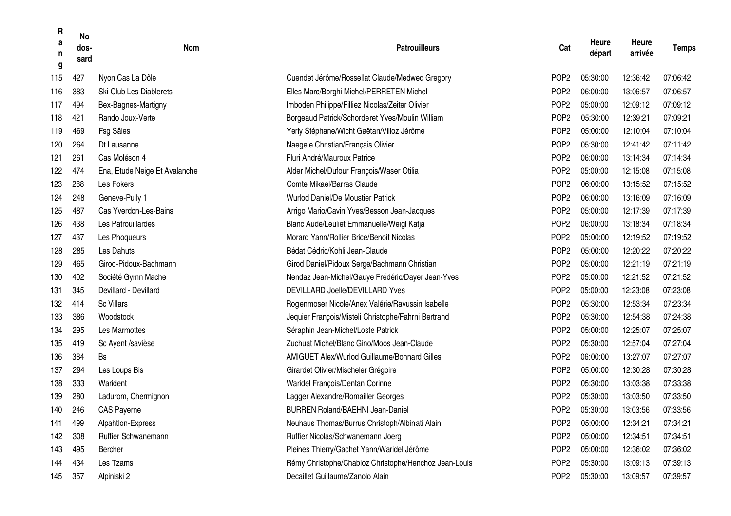| Rang | No dos-sard | Nom | Patrouilleurs | Cat | Heure départ | Heure arrivée | Temps |
|---|---|---|---|---|---|---|---|
| 115 | 427 | Nyon Cas La Dôle | Cuendet Jérôme/Rossellat Claude/Medwed Gregory | POP2 | 05:30:00 | 12:36:42 | 07:06:42 |
| 116 | 383 | Ski-Club Les Diablerets | Elles Marc/Borghi Michel/PERRETEN Michel | POP2 | 06:00:00 | 13:06:57 | 07:06:57 |
| 117 | 494 | Bex-Bagnes-Martigny | Imboden Philippe/Filliez Nicolas/Zeiter Olivier | POP2 | 05:00:00 | 12:09:12 | 07:09:12 |
| 118 | 421 | Rando Joux-Verte | Borgeaud Patrick/Schorderet Yves/Moulin William | POP2 | 05:30:00 | 12:39:21 | 07:09:21 |
| 119 | 469 | Fsg Sâles | Yerly Stéphane/Wicht Gaëtan/Villoz Jérôme | POP2 | 05:00:00 | 12:10:04 | 07:10:04 |
| 120 | 264 | Dt Lausanne | Naegele Christian/Français Olivier | POP2 | 05:30:00 | 12:41:42 | 07:11:42 |
| 121 | 261 | Cas Moléson 4 | Fluri André/Mauroux Patrice | POP2 | 06:00:00 | 13:14:34 | 07:14:34 |
| 122 | 474 | Ena, Etude Neige Et Avalanche | Alder Michel/Dufour François/Waser Otilia | POP2 | 05:00:00 | 12:15:08 | 07:15:08 |
| 123 | 288 | Les Fokers | Comte Mikael/Barras Claude | POP2 | 06:00:00 | 13:15:52 | 07:15:52 |
| 124 | 248 | Geneve-Pully 1 | Wurlod Daniel/De Moustier Patrick | POP2 | 06:00:00 | 13:16:09 | 07:16:09 |
| 125 | 487 | Cas Yverdon-Les-Bains | Arrigo Mario/Cavin Yves/Besson Jean-Jacques | POP2 | 05:00:00 | 12:17:39 | 07:17:39 |
| 126 | 438 | Les Patrouillardes | Blanc Aude/Leuliet Emmanuelle/Weigl Katja | POP2 | 06:00:00 | 13:18:34 | 07:18:34 |
| 127 | 437 | Les Phoqueurs | Morard Yann/Rollier Brice/Benoit Nicolas | POP2 | 05:00:00 | 12:19:52 | 07:19:52 |
| 128 | 285 | Les Dahuts | Bédat Cédric/Kohli Jean-Claude | POP2 | 05:00:00 | 12:20:22 | 07:20:22 |
| 129 | 465 | Girod-Pidoux-Bachmann | Girod Daniel/Pidoux Serge/Bachmann Christian | POP2 | 05:00:00 | 12:21:19 | 07:21:19 |
| 130 | 402 | Société Gymn Mache | Nendaz Jean-Michel/Gauye Frédéric/Dayer Jean-Yves | POP2 | 05:00:00 | 12:21:52 | 07:21:52 |
| 131 | 345 | Devillard - Devillard | DEVILLARD Joelle/DEVILLARD Yves | POP2 | 05:00:00 | 12:23:08 | 07:23:08 |
| 132 | 414 | Sc Villars | Rogenmoser Nicole/Anex Valérie/Ravussin Isabelle | POP2 | 05:30:00 | 12:53:34 | 07:23:34 |
| 133 | 386 | Woodstock | Jequier François/Misteli Christophe/Fahrni Bertrand | POP2 | 05:30:00 | 12:54:38 | 07:24:38 |
| 134 | 295 | Les Marmottes | Séraphin Jean-Michel/Loste Patrick | POP2 | 05:00:00 | 12:25:07 | 07:25:07 |
| 135 | 419 | Sc Ayent /savièse | Zuchuat Michel/Blanc Gino/Moos Jean-Claude | POP2 | 05:30:00 | 12:57:04 | 07:27:04 |
| 136 | 384 | Bs | AMIGUET Alex/Wurlod Guillaume/Bonnard Gilles | POP2 | 06:00:00 | 13:27:07 | 07:27:07 |
| 137 | 294 | Les Loups Bis | Girardet Olivier/Mischeler Grégoire | POP2 | 05:00:00 | 12:30:28 | 07:30:28 |
| 138 | 333 | Warident | Waridel François/Dentan Corinne | POP2 | 05:30:00 | 13:03:38 | 07:33:38 |
| 139 | 280 | Ladurom, Chermignon | Lagger Alexandre/Romailler Georges | POP2 | 05:30:00 | 13:03:50 | 07:33:50 |
| 140 | 246 | CAS Payerne | BURREN Roland/BAEHNI Jean-Daniel | POP2 | 05:30:00 | 13:03:56 | 07:33:56 |
| 141 | 499 | Alpahtlon-Express | Neuhaus Thomas/Burrus Christoph/Albinati Alain | POP2 | 05:00:00 | 12:34:21 | 07:34:21 |
| 142 | 308 | Ruffier Schwanemann | Ruffier Nicolas/Schwanemann Joerg | POP2 | 05:00:00 | 12:34:51 | 07:34:51 |
| 143 | 495 | Bercher | Pleines Thierry/Gachet Yann/Waridel Jérôme | POP2 | 05:00:00 | 12:36:02 | 07:36:02 |
| 144 | 434 | Les Tzams | Rémy Christophe/Chabloz Christophe/Henchoz Jean-Louis | POP2 | 05:30:00 | 13:09:13 | 07:39:13 |
| 145 | 357 | Alpiniski 2 | Decaillet Guillaume/Zanolo Alain | POP2 | 05:30:00 | 13:09:57 | 07:39:57 |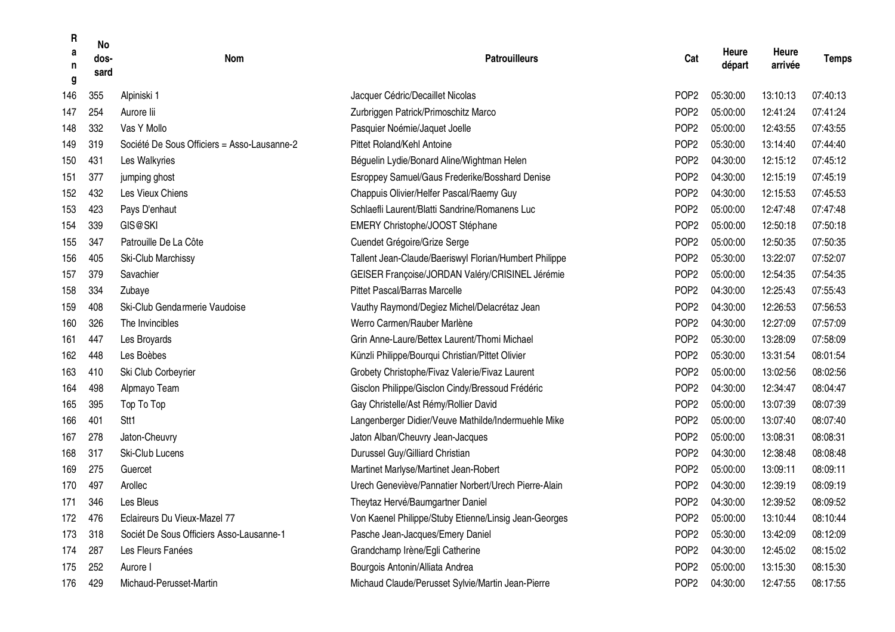| Rang | No dos-sard | Nom | Patrouilleurs | Cat | Heure départ | Heure arrivée | Temps |
|---|---|---|---|---|---|---|---|
| 146 | 355 | Alpiniski 1 | Jacquer Cédric/Decaillet Nicolas | POP2 | 05:30:00 | 13:10:13 | 07:40:13 |
| 147 | 254 | Aurore Iii | Zurbriggen Patrick/Primoschitz Marco | POP2 | 05:00:00 | 12:41:24 | 07:41:24 |
| 148 | 332 | Vas Y Mollo | Pasquier Noémie/Jaquet Joelle | POP2 | 05:00:00 | 12:43:55 | 07:43:55 |
| 149 | 319 | Société De Sous Officiers = Asso-Lausanne-2 | Pittet Roland/Kehl Antoine | POP2 | 05:30:00 | 13:14:40 | 07:44:40 |
| 150 | 431 | Les Walkyries | Béguelin Lydie/Bonard Aline/Wightman Helen | POP2 | 04:30:00 | 12:15:12 | 07:45:12 |
| 151 | 377 | jumping ghost | Esroppey Samuel/Gaus Frederike/Bosshard Denise | POP2 | 04:30:00 | 12:15:19 | 07:45:19 |
| 152 | 432 | Les Vieux Chiens | Chappuis Olivier/Helfer Pascal/Raemy Guy | POP2 | 04:30:00 | 12:15:53 | 07:45:53 |
| 153 | 423 | Pays D'enhaut | Schlaefli Laurent/Blatti Sandrine/Romanens Luc | POP2 | 05:00:00 | 12:47:48 | 07:47:48 |
| 154 | 339 | GIS@SKI | EMERY Christophe/JOOST Stéphane | POP2 | 05:00:00 | 12:50:18 | 07:50:18 |
| 155 | 347 | Patrouille De La Côte | Cuendet Grégoire/Grize Serge | POP2 | 05:00:00 | 12:50:35 | 07:50:35 |
| 156 | 405 | Ski-Club Marchissy | Tallent Jean-Claude/Baeriswyl Florian/Humbert Philippe | POP2 | 05:30:00 | 13:22:07 | 07:52:07 |
| 157 | 379 | Savachier | GEISER Françoise/JORDAN Valéry/CRISINEL Jérémie | POP2 | 05:00:00 | 12:54:35 | 07:54:35 |
| 158 | 334 | Zubaye | Pittet Pascal/Barras Marcelle | POP2 | 04:30:00 | 12:25:43 | 07:55:43 |
| 159 | 408 | Ski-Club Gendarmerie Vaudoise | Vauthy Raymond/Degiez Michel/Delacrétaz Jean | POP2 | 04:30:00 | 12:26:53 | 07:56:53 |
| 160 | 326 | The Invincibles | Werro Carmen/Rauber Marlène | POP2 | 04:30:00 | 12:27:09 | 07:57:09 |
| 161 | 447 | Les Broyards | Grin Anne-Laure/Bettex Laurent/Thomi Michael | POP2 | 05:30:00 | 13:28:09 | 07:58:09 |
| 162 | 448 | Les Boèbes | Künzli Philippe/Bourqui Christian/Pittet Olivier | POP2 | 05:30:00 | 13:31:54 | 08:01:54 |
| 163 | 410 | Ski Club Corbeyrier | Grobety Christophe/Fivaz Valerie/Fivaz Laurent | POP2 | 05:00:00 | 13:02:56 | 08:02:56 |
| 164 | 498 | Alpmayo Team | Gisclon Philippe/Gisclon Cindy/Bressoud Frédéric | POP2 | 04:30:00 | 12:34:47 | 08:04:47 |
| 165 | 395 | Top To Top | Gay Christelle/Ast Rémy/Rollier David | POP2 | 05:00:00 | 13:07:39 | 08:07:39 |
| 166 | 401 | Stt1 | Langenberger Didier/Veuve Mathilde/Indermuehle Mike | POP2 | 05:00:00 | 13:07:40 | 08:07:40 |
| 167 | 278 | Jaton-Cheuvry | Jaton Alban/Cheuvry Jean-Jacques | POP2 | 05:00:00 | 13:08:31 | 08:08:31 |
| 168 | 317 | Ski-Club Lucens | Durussel Guy/Gilliard Christian | POP2 | 04:30:00 | 12:38:48 | 08:08:48 |
| 169 | 275 | Guercet | Martinet Marlyse/Martinet Jean-Robert | POP2 | 05:00:00 | 13:09:11 | 08:09:11 |
| 170 | 497 | Arollec | Urech Geneviève/Pannatier Norbert/Urech Pierre-Alain | POP2 | 04:30:00 | 12:39:19 | 08:09:19 |
| 171 | 346 | Les Bleus | Theytaz Hervé/Baumgartner Daniel | POP2 | 04:30:00 | 12:39:52 | 08:09:52 |
| 172 | 476 | Eclaireurs Du Vieux-Mazel 77 | Von Kaenel Philippe/Stuby Etienne/Linsig Jean-Georges | POP2 | 05:00:00 | 13:10:44 | 08:10:44 |
| 173 | 318 | Sociét De Sous Officiers Asso-Lausanne-1 | Pasche Jean-Jacques/Emery Daniel | POP2 | 05:30:00 | 13:42:09 | 08:12:09 |
| 174 | 287 | Les Fleurs Fanées | Grandchamp Irène/Egli Catherine | POP2 | 04:30:00 | 12:45:02 | 08:15:02 |
| 175 | 252 | Aurore I | Bourgois Antonin/Alliata Andrea | POP2 | 05:00:00 | 13:15:30 | 08:15:30 |
| 176 | 429 | Michaud-Perusset-Martin | Michaud Claude/Perusset Sylvie/Martin Jean-Pierre | POP2 | 04:30:00 | 12:47:55 | 08:17:55 |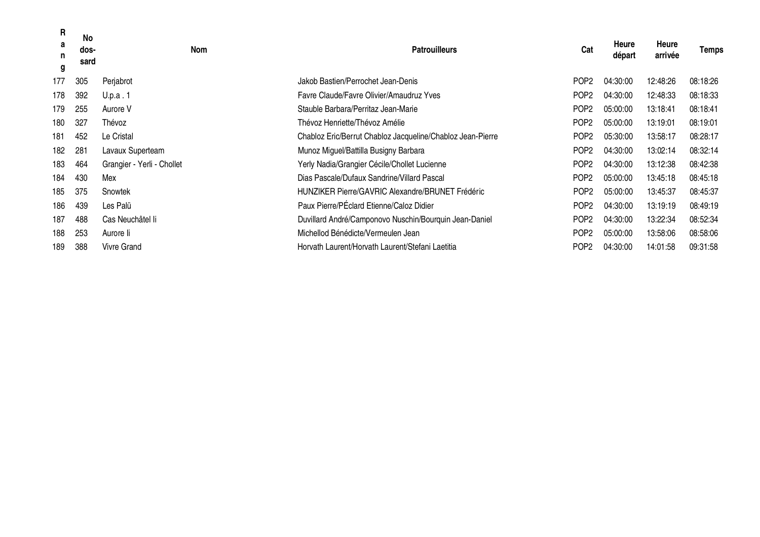| Rang | No dos-sard | Nom | Patrouilleurs | Cat | Heure départ | Heure arrivée | Temps |
|---|---|---|---|---|---|---|---|
| 177 | 305 | Perjabrot | Jakob Bastien/Perrochet Jean-Denis | POP2 | 04:30:00 | 12:48:26 | 08:18:26 |
| 178 | 392 | U.p.a . 1 | Favre Claude/Favre Olivier/Amaudruz Yves | POP2 | 04:30:00 | 12:48:33 | 08:18:33 |
| 179 | 255 | Aurore V | Stauble Barbara/Perritaz Jean-Marie | POP2 | 05:00:00 | 13:18:41 | 08:18:41 |
| 180 | 327 | Thévoz | Thévoz Henriette/Thévoz Amélie | POP2 | 05:00:00 | 13:19:01 | 08:19:01 |
| 181 | 452 | Le Cristal | Chabloz Eric/Berrut Chabloz Jacqueline/Chabloz Jean-Pierre | POP2 | 05:30:00 | 13:58:17 | 08:28:17 |
| 182 | 281 | Lavaux Superteam | Munoz Miguel/Battilla Busigny Barbara | POP2 | 04:30:00 | 13:02:14 | 08:32:14 |
| 183 | 464 | Grangier - Yerli - Chollet | Yerly Nadia/Grangier Cécile/Chollet Lucienne | POP2 | 04:30:00 | 13:12:38 | 08:42:38 |
| 184 | 430 | Mex | Dias Pascale/Dufaux Sandrine/Villard Pascal | POP2 | 05:00:00 | 13:45:18 | 08:45:18 |
| 185 | 375 | Snowtek | HUNZIKER Pierre/GAVRIC Alexandre/BRUNET Frédéric | POP2 | 05:00:00 | 13:45:37 | 08:45:37 |
| 186 | 439 | Les Palü | Paux Pierre/PÉclard Etienne/Caloz Didier | POP2 | 04:30:00 | 13:19:19 | 08:49:19 |
| 187 | 488 | Cas Neuchâtel Ii | Duvillard André/Camponovo Nuschin/Bourquin Jean-Daniel | POP2 | 04:30:00 | 13:22:34 | 08:52:34 |
| 188 | 253 | Aurore Ii | Michellod Bénédicte/Vermeulen Jean | POP2 | 05:00:00 | 13:58:06 | 08:58:06 |
| 189 | 388 | Vivre Grand | Horvath Laurent/Horvath Laurent/Stefani Laetitia | POP2 | 04:30:00 | 14:01:58 | 09:31:58 |